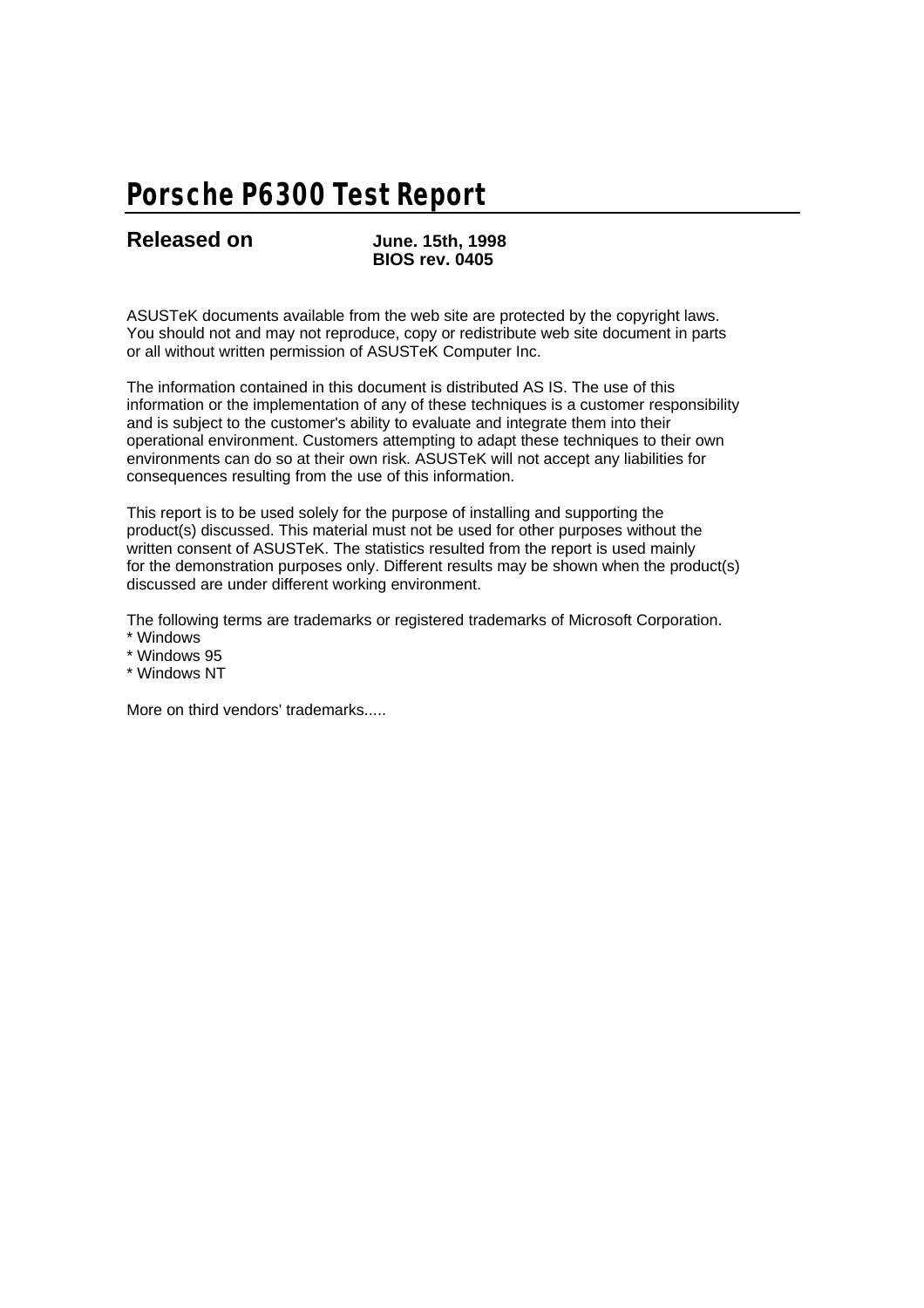# Porsche P6300 Test Report

**Released on** **June. 15th, 1998**
**BIOS rev. 0405**

ASUSTeK documents available from the web site are protected by the copyright laws. You should not and may not reproduce, copy or redistribute web site document in parts or all without written permission of ASUSTeK Computer Inc.

The information contained in this document is distributed AS IS. The use of this information or the implementation of any of these techniques is a customer responsibility and is subject to the customer's ability to evaluate and integrate them into their operational environment. Customers attempting to adapt these techniques to their own environments can do so at their own risk. ASUSTeK will not accept any liabilities for consequences resulting from the use of this information.

This report is to be used solely for the purpose of installing and supporting the product(s) discussed. This material must not be used for other purposes without the written consent of ASUSTeK. The statistics resulted from the report is used mainly for the demonstration purposes only. Different results may be shown when the product(s) discussed are under different working environment.

The following terms are trademarks or registered trademarks of Microsoft Corporation.
* Windows
* Windows 95
* Windows NT

More on third vendors' trademarks.....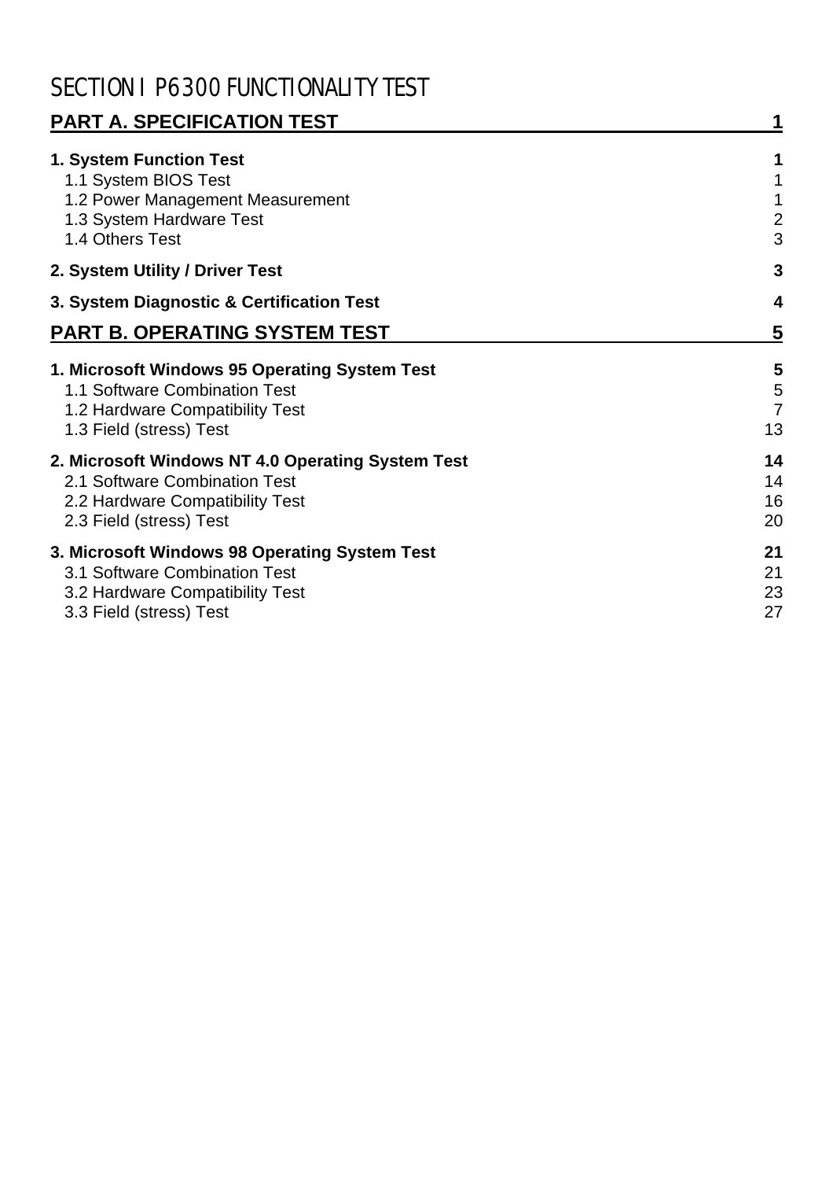# SECTION I P6300 FUNCTIONALITY TEST

| | |
|---|---|
| **PART A. SPECIFICATION TEST** | **1** |
| **1. System Function Test** | **1** |
| 1.1 System BIOS Test | 1 |
| 1.2 Power Management Measurement | 1 |
| 1.3 System Hardware Test | 2 |
| 1.4 Others Test | 3 |
| **2. System Utility / Driver Test** | **3** |
| **3. System Diagnostic & Certification Test** | **4** |
| **PART B. OPERATING SYSTEM TEST** | **5** |
| **1. Microsoft Windows 95 Operating System Test** | **5** |
| 1.1 Software Combination Test | 5 |
| 1.2 Hardware Compatibility Test | 7 |
| 1.3 Field (stress) Test | 13 |
| **2. Microsoft Windows NT 4.0 Operating System Test** | **14** |
| 2.1 Software Combination Test | 14 |
| 2.2 Hardware Compatibility Test | 16 |
| 2.3 Field (stress) Test | 20 |
| **3. Microsoft Windows 98 Operating System Test** | **21** |
| 3.1 Software Combination Test | 21 |
| 3.2 Hardware Compatibility Test | 23 |
| 3.3 Field (stress) Test | 27 |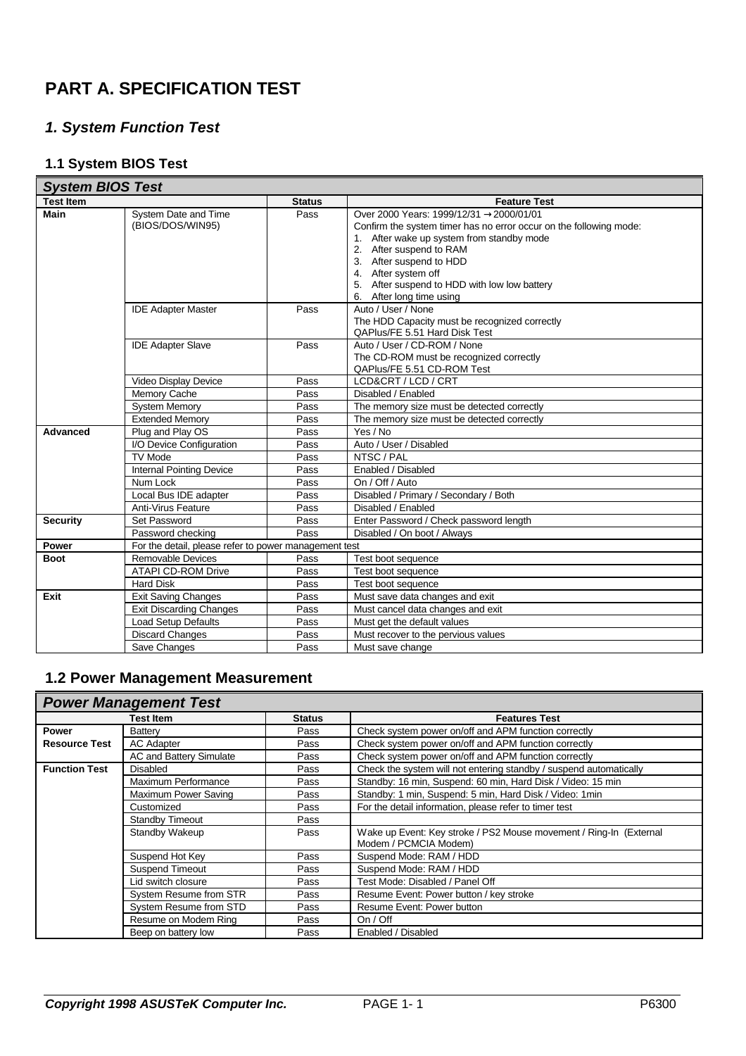# PART A. SPECIFICATION TEST

## *1. System Function Test*

### 1.1 System BIOS Test

| *System BIOS Test* | | | |
|---|---|---|---|
| **Test Item** | | **Status** | **Feature Test** |
| **Main** | System Date and Time (BIOS/DOS/WIN95) | Pass | Over 2000 Years: 1999/12/31 → 2000/01/01<br>Confirm the system timer has no error occur on the following mode:<br>1. After wake up system from standby mode<br>2. After suspend to RAM<br>3. After suspend to HDD<br>4. After system off<br>5. After suspend to HDD with low low battery<br>6. After long time using |
| | IDE Adapter Master | Pass | Auto / User / None<br>The HDD Capacity must be recognized correctly<br>QAPlus/FE 5.51 Hard Disk Test |
| | IDE Adapter Slave | Pass | Auto / User / CD-ROM / None<br>The CD-ROM must be recognized correctly<br>QAPlus/FE 5.51 CD-ROM Test |
| | Video Display Device | Pass | LCD&CRT / LCD / CRT |
| | Memory Cache | Pass | Disabled / Enabled |
| | System Memory | Pass | The memory size must be detected correctly |
| | Extended Memory | Pass | The memory size must be detected correctly |
| **Advanced** | Plug and Play OS | Pass | Yes / No |
| | I/O Device Configuration | Pass | Auto / User / Disabled |
| | TV Mode | Pass | NTSC / PAL |
| | Internal Pointing Device | Pass | Enabled / Disabled |
| | Num Lock | Pass | On / Off / Auto |
| | Local Bus IDE adapter | Pass | Disabled / Primary / Secondary / Both |
| | Anti-Virus Feature | Pass | Disabled / Enabled |
| **Security** | Set Password | Pass | Enter Password / Check password length |
| | Password checking | Pass | Disabled / On boot / Always |
| **Power** | For the detail, please refer to power management test | | |
| **Boot** | Removable Devices | Pass | Test boot sequence |
| | ATAPI CD-ROM Drive | Pass | Test boot sequence |
| | Hard Disk | Pass | Test boot sequence |
| **Exit** | Exit Saving Changes | Pass | Must save data changes and exit |
| | Exit Discarding Changes | Pass | Must cancel data changes and exit |
| | Load Setup Defaults | Pass | Must get the default values |
| | Discard Changes | Pass | Must recover to the pervious values |
| | Save Changes | Pass | Must save change |

### 1.2 Power Management Measurement

| *Power Management Test* | | | |
|---|---|---|---|
| **Test Item** | | **Status** | **Features Test** |
| **Power Resource Test** | Battery | Pass | Check system power on/off and APM function correctly |
| | AC Adapter | Pass | Check system power on/off and APM function correctly |
| | AC and Battery Simulate | Pass | Check system power on/off and APM function correctly |
| **Function Test** | Disabled | Pass | Check the system will not entering standby / suspend automatically |
| | Maximum Performance | Pass | Standby: 16 min, Suspend: 60 min, Hard Disk / Video: 15 min |
| | Maximum Power Saving | Pass | Standby: 1 min, Suspend: 5 min, Hard Disk / Video: 1min |
| | Customized | Pass | For the detail information, please refer to timer test |
| | Standby Timeout | Pass | |
| | Standby Wakeup | Pass | Wake up Event: Key stroke / PS2 Mouse movement / Ring-In (External Modem / PCMCIA Modem) |
| | Suspend Hot Key | Pass | Suspend Mode: RAM / HDD |
| | Suspend Timeout | Pass | Suspend Mode: RAM / HDD |
| | Lid switch closure | Pass | Test Mode: Disabled / Panel Off |
| | System Resume from STR | Pass | Resume Event: Power button / key stroke |
| | System Resume from STD | Pass | Resume Event: Power button |
| | Resume on Modem Ring | Pass | On / Off |
| | Beep on battery low | Pass | Enabled / Disabled |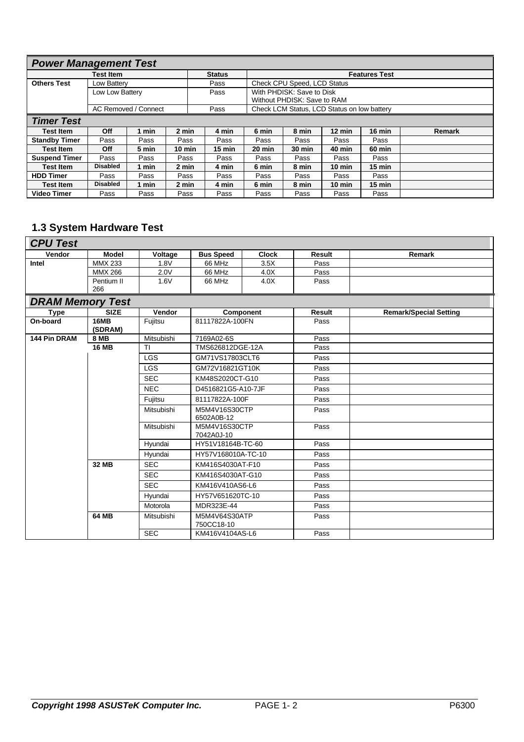## Power Management Test

| Test Item | | Status | Features Test |
|---|---|---|---|
| **Others Test** | Low Battery | Pass | Check CPU Speed, LCD Status |
| | Low Low Battery | Pass | With PHDISK: Save to Disk<br>Without PHDISK: Save to RAM |
| | AC Removed / Connect | Pass | Check LCM Status, LCD Status on low battery |

## Timer Test

| Test Item | Off | 1 min | 2 min | 4 min | 6 min | 8 min | 12 min | 16 min | Remark |
|---|---|---|---|---|---|---|---|---|---|
| **Standby Timer** | Pass | Pass | Pass | Pass | Pass | Pass | Pass | Pass | |
| **Test Item** | **Off** | **5 min** | **10 min** | **15 min** | **20 min** | **30 min** | **40 min** | **60 min** | |
| **Suspend Timer** | Pass | Pass | Pass | Pass | Pass | Pass | Pass | Pass | |
| **Test Item** | **Disabled** | **1 min** | **2 min** | **4 min** | **6 min** | **8 min** | **10 min** | **15 min** | |
| **HDD Timer** | Pass | Pass | Pass | Pass | Pass | Pass | Pass | Pass | |
| **Test Item** | **Disabled** | **1 min** | **2 min** | **4 min** | **6 min** | **8 min** | **10 min** | **15 min** | |
| **Video Timer** | Pass | Pass | Pass | Pass | Pass | Pass | Pass | Pass | |

## 1.3 System Hardware Test

### CPU Test

| Vendor | Model | Voltage | Bus Speed | Clock | Result | Remark |
|---|---|---|---|---|---|---|
| **Intel** | MMX 233 | 1.8V | 66 MHz | 3.5X | Pass | |
| | MMX 266 | 2.0V | 66 MHz | 4.0X | Pass | |
| | Pentium II 266 | 1.6V | 66 MHz | 4.0X | Pass | |

### DRAM Memory Test

| Type | SIZE | Vendor | Component | Result | Remark/Special Setting |
|---|---|---|---|---|---|
| **On-board** | **16MB (SDRAM)** | Fujitsu | 81117822A-100FN | Pass | |
| **144 Pin DRAM** | **8 MB** | Mitsubishi | 7169A02-6S | Pass | |
| | **16 MB** | TI | TMS626812DGE-12A | Pass | |
| | | LGS | GM71VS17803CLT6 | Pass | |
| | | LGS | GM72V16821GT10K | Pass | |
| | | SEC | KM48S2020CT-G10 | Pass | |
| | | NEC | D4516821G5-A10-7JF | Pass | |
| | | Fujitsu | 81117822A-100F | Pass | |
| | | Mitsubishi | M5M4V16S30CTP 6502A0B-12 | Pass | |
| | | Mitsubishi | M5M4V16S30CTP 7042A0J-10 | Pass | |
| | | Hyundai | HY51V18164B-TC-60 | Pass | |
| | | Hyundai | HY57V168010A-TC-10 | Pass | |
| | **32 MB** | SEC | KM416S4030AT-F10 | Pass | |
| | | SEC | KM416S4030AT-G10 | Pass | |
| | | SEC | KM416V410AS6-L6 | Pass | |
| | | Hyundai | HY57V651620TC-10 | Pass | |
| | | Motorola | MDR323E-44 | Pass | |
| | **64 MB** | Mitsubishi | M5M4V64S30ATP 750CC18-10 | Pass | |
| | | SEC | KM416V4104AS-L6 | Pass | |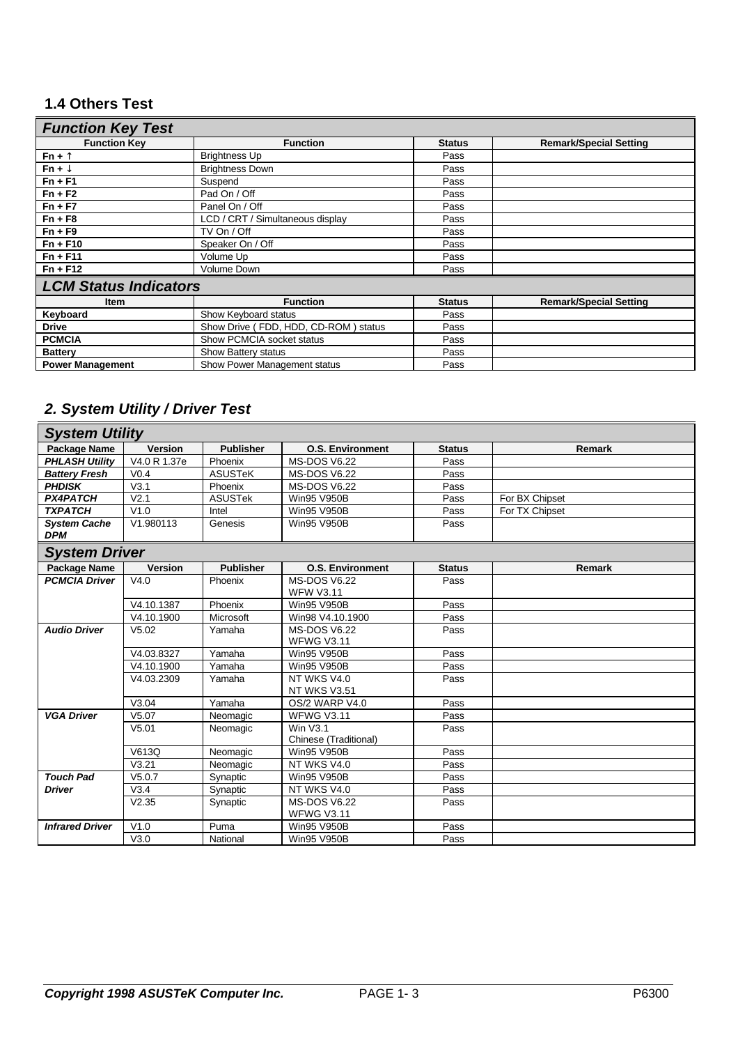## 1.4 Others Test

| ***Function Key Test*** | | | |
|---|---|---|---|
| **Function Key** | **Function** | **Status** | **Remark/Special Setting** |
| **Fn + ↑** | Brightness Up | Pass | |
| **Fn + ↓** | Brightness Down | Pass | |
| **Fn + F1** | Suspend | Pass | |
| **Fn + F2** | Pad On / Off | Pass | |
| **Fn + F7** | Panel On / Off | Pass | |
| **Fn + F8** | LCD / CRT / Simultaneous display | Pass | |
| **Fn + F9** | TV On / Off | Pass | |
| **Fn + F10** | Speaker On / Off | Pass | |
| **Fn + F11** | Volume Up | Pass | |
| **Fn + F12** | Volume Down | Pass | |
| ***LCM Status Indicators*** | | | |
| **Item** | **Function** | **Status** | **Remark/Special Setting** |
| **Keyboard** | Show Keyboard status | Pass | |
| **Drive** | Show Drive ( FDD, HDD, CD-ROM ) status | Pass | |
| **PCMCIA** | Show PCMCIA socket status | Pass | |
| **Battery** | Show Battery status | Pass | |
| **Power Management** | Show Power Management status | Pass | |

## *2. System Utility / Driver Test*

| ***System Utility*** | | | | | |
|---|---|---|---|---|---|
| **Package Name** | **Version** | **Publisher** | **O.S. Environment** | **Status** | **Remark** |
| ***PHLASH Utility*** | V4.0 R 1.37e | Phoenix | MS-DOS V6.22 | Pass | |
| ***Battery Fresh*** | V0.4 | ASUSTeK | MS-DOS V6.22 | Pass | |
| ***PHDISK*** | V3.1 | Phoenix | MS-DOS V6.22 | Pass | |
| ***PX4PATCH*** | V2.1 | ASUSTek | Win95 V950B | Pass | For BX Chipset |
| ***TXPATCH*** | V1.0 | Intel | Win95 V950B | Pass | For TX Chipset |
| ***System Cache DPM*** | V1.980113 | Genesis | Win95 V950B | Pass | |
| ***System Driver*** | | | | | |
| **Package Name** | **Version** | **Publisher** | **O.S. Environment** | **Status** | **Remark** |
| ***PCMCIA Driver*** | V4.0 | Phoenix | MS-DOS V6.22 WFW V3.11 | Pass | |
| | V4.10.1387 | Phoenix | Win95 V950B | Pass | |
| | V4.10.1900 | Microsoft | Win98 V4.10.1900 | Pass | |
| ***Audio Driver*** | V5.02 | Yamaha | MS-DOS V6.22 WFWG V3.11 | Pass | |
| | V4.03.8327 | Yamaha | Win95 V950B | Pass | |
| | V4.10.1900 | Yamaha | Win95 V950B | Pass | |
| | V4.03.2309 | Yamaha | NT WKS V4.0 NT WKS V3.51 | Pass | |
| | V3.04 | Yamaha | OS/2 WARP V4.0 | Pass | |
| ***VGA Driver*** | V5.07 | Neomagic | WFWG V3.11 | Pass | |
| | V5.01 | Neomagic | Win V3.1 Chinese (Traditional) | Pass | |
| | V613Q | Neomagic | Win95 V950B | Pass | |
| | V3.21 | Neomagic | NT WKS V4.0 | Pass | |
| ***Touch Pad Driver*** | V5.0.7 | Synaptic | Win95 V950B | Pass | |
| | V3.4 | Synaptic | NT WKS V4.0 | Pass | |
| | V2.35 | Synaptic | MS-DOS V6.22 WFWG V3.11 | Pass | |
| ***Infrared Driver*** | V1.0 | Puma | Win95 V950B | Pass | |
| | V3.0 | National | Win95 V950B | Pass | |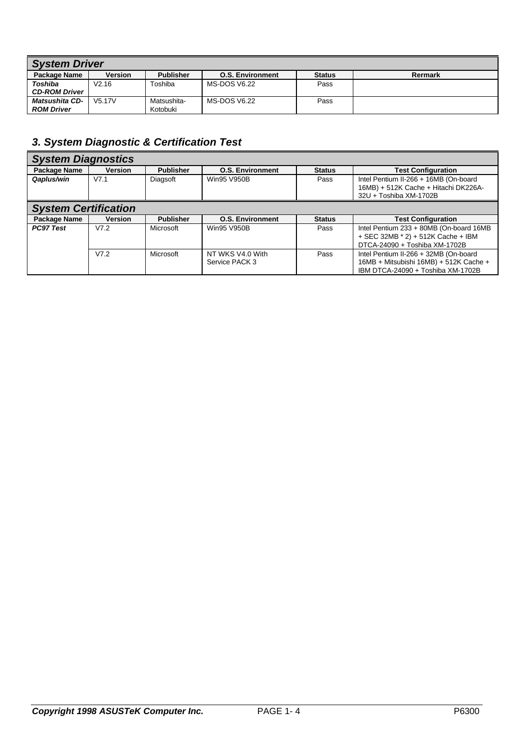| *System Driver* | | | | | |
|---|---|---|---|---|---|
| **Package Name** | **Version** | **Publisher** | **O.S. Environment** | **Status** | **Rermark** |
| ***Toshiba CD-ROM Driver*** | V2.16 | Toshiba | MS-DOS V6.22 | Pass | |
| ***Matsushita CD-ROM Driver*** | V5.17V | Matsushita-Kotobuki | MS-DOS V6.22 | Pass | |

## *3. System Diagnostic & Certification Test*

| *System Diagnostics* | | | | | |
|---|---|---|---|---|---|
| **Package Name** | **Version** | **Publisher** | **O.S. Environment** | **Status** | **Test Configuration** |
| ***Qaplus/win*** | V7.1 | Diagsoft | Win95 V950B | Pass | Intel Pentium II-266 + 16MB (On-board 16MB) + 512K Cache + Hitachi DK226A-32U + Toshiba XM-1702B |

| *System Certification* | | | | | |
|---|---|---|---|---|---|
| **Package Name** | **Version** | **Publisher** | **O.S. Environment** | **Status** | **Test Configuration** |
| ***PC97 Test*** | V7.2 | Microsoft | Win95 V950B | Pass | Intel Pentium 233 + 80MB (On-board 16MB + SEC 32MB * 2) + 512K Cache + IBM DTCA-24090 + Toshiba XM-1702B |
| | V7.2 | Microsoft | NT WKS V4.0 With Service PACK 3 | Pass | Intel Pentium II-266 + 32MB (On-board 16MB + Mitsubishi 16MB) + 512K Cache + IBM DTCA-24090 + Toshiba XM-1702B |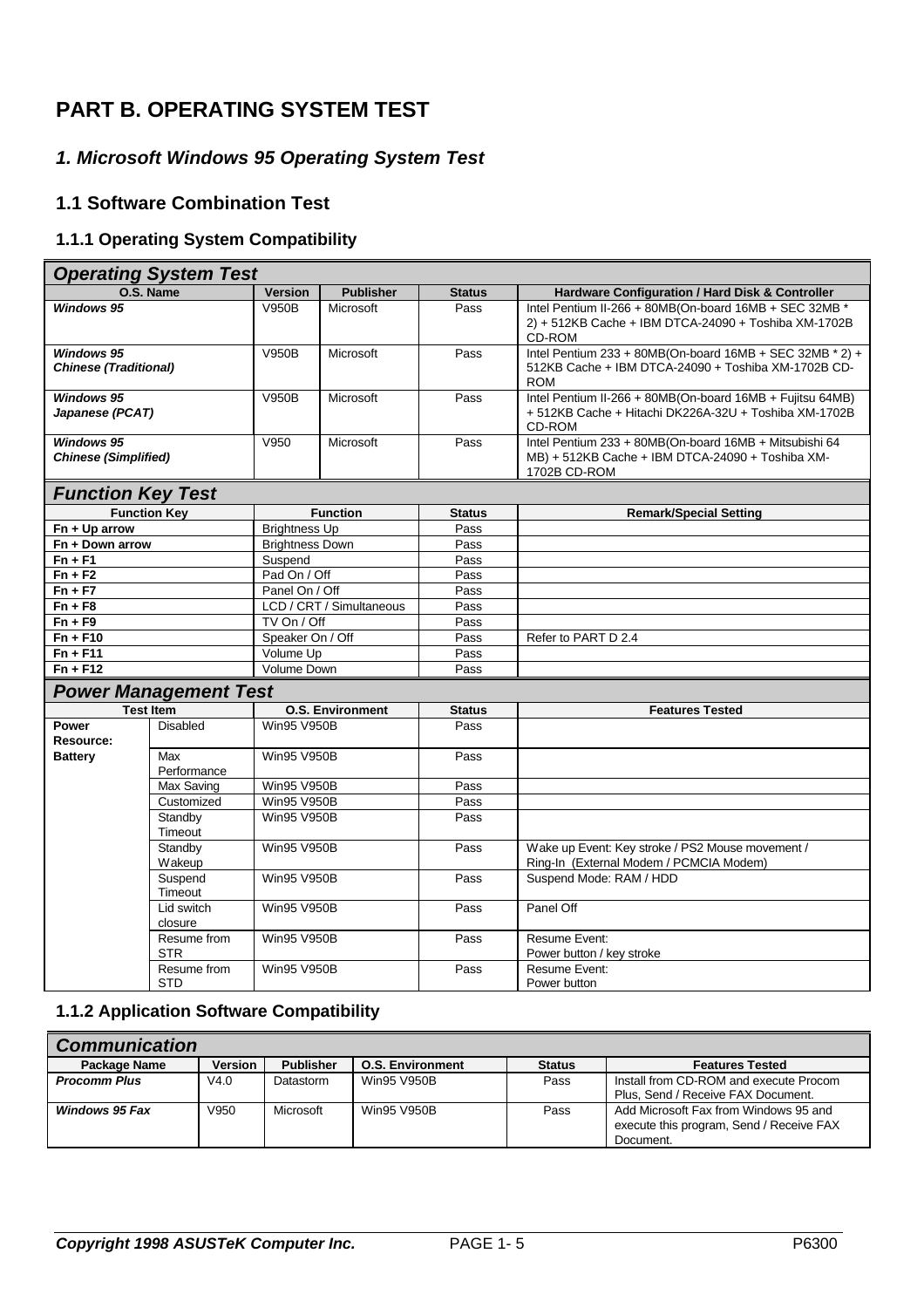# PART B. OPERATING SYSTEM TEST

## *1. Microsoft Windows 95 Operating System Test*

### 1.1 Software Combination Test

#### 1.1.1 Operating System Compatibility

| *Operating System Test* | | | | |
|---|---|---|---|---|
| **O.S. Name** | **Version** | **Publisher** | **Status** | **Hardware Configuration / Hard Disk & Controller** |
| ***Windows 95*** | V950B | Microsoft | Pass | Intel Pentium II-266 + 80MB(On-board 16MB + SEC 32MB * 2) + 512KB Cache + IBM DTCA-24090 + Toshiba XM-1702B CD-ROM |
| ***Windows 95 Chinese (Traditional)*** | V950B | Microsoft | Pass | Intel Pentium 233 + 80MB(On-board 16MB + SEC 32MB * 2) + 512KB Cache + IBM DTCA-24090 + Toshiba XM-1702B CD-ROM |
| ***Windows 95 Japanese (PCAT)*** | V950B | Microsoft | Pass | Intel Pentium II-266 + 80MB(On-board 16MB + Fujitsu 64MB) + 512KB Cache + Hitachi DK226A-32U + Toshiba XM-1702B CD-ROM |
| ***Windows 95 Chinese (Simplified)*** | V950 | Microsoft | Pass | Intel Pentium 233 + 80MB(On-board 16MB + Mitsubishi 64 MB) + 512KB Cache + IBM DTCA-24090 + Toshiba XM-1702B CD-ROM |

| *Function Key Test* | | | |
|---|---|---|---|
| **Function Key** | **Function** | **Status** | **Remark/Special Setting** |
| **Fn + Up arrow** | Brightness Up | Pass | |
| **Fn + Down arrow** | Brightness Down | Pass | |
| **Fn + F1** | Suspend | Pass | |
| **Fn + F2** | Pad On / Off | Pass | |
| **Fn + F7** | Panel On / Off | Pass | |
| **Fn + F8** | LCD / CRT / Simultaneous | Pass | |
| **Fn + F9** | TV On / Off | Pass | |
| **Fn + F10** | Speaker On / Off | Pass | Refer to PART D 2.4 |
| **Fn + F11** | Volume Up | Pass | |
| **Fn + F12** | Volume Down | Pass | |

| *Power Management Test* | | | | |
|---|---|---|---|---|
| **Test Item** | | **O.S. Environment** | **Status** | **Features Tested** |
| **Power Resource: Battery** | Disabled | Win95 V950B | Pass | |
| | Max Performance | Win95 V950B | Pass | |
| | Max Saving | Win95 V950B | Pass | |
| | Customized | Win95 V950B | Pass | |
| | Standby Timeout | Win95 V950B | Pass | |
| | Standby Wakeup | Win95 V950B | Pass | Wake up Event: Key stroke / PS2 Mouse movement / Ring-In (External Modem / PCMCIA Modem) |
| | Suspend Timeout | Win95 V950B | Pass | Suspend Mode: RAM / HDD |
| | Lid switch closure | Win95 V950B | Pass | Panel Off |
| | Resume from STR | Win95 V950B | Pass | Resume Event: Power button / key stroke |
| | Resume from STD | Win95 V950B | Pass | Resume Event: Power button |

#### 1.1.2 Application Software Compatibility

| *Communication* | | | | | |
|---|---|---|---|---|---|
| **Package Name** | **Version** | **Publisher** | **O.S. Environment** | **Status** | **Features Tested** |
| ***Procomm Plus*** | V4.0 | Datastorm | Win95 V950B | Pass | Install from CD-ROM and execute Procom Plus, Send / Receive FAX Document. |
| ***Windows 95 Fax*** | V950 | Microsoft | Win95 V950B | Pass | Add Microsoft Fax from Windows 95 and execute this program, Send / Receive FAX Document. |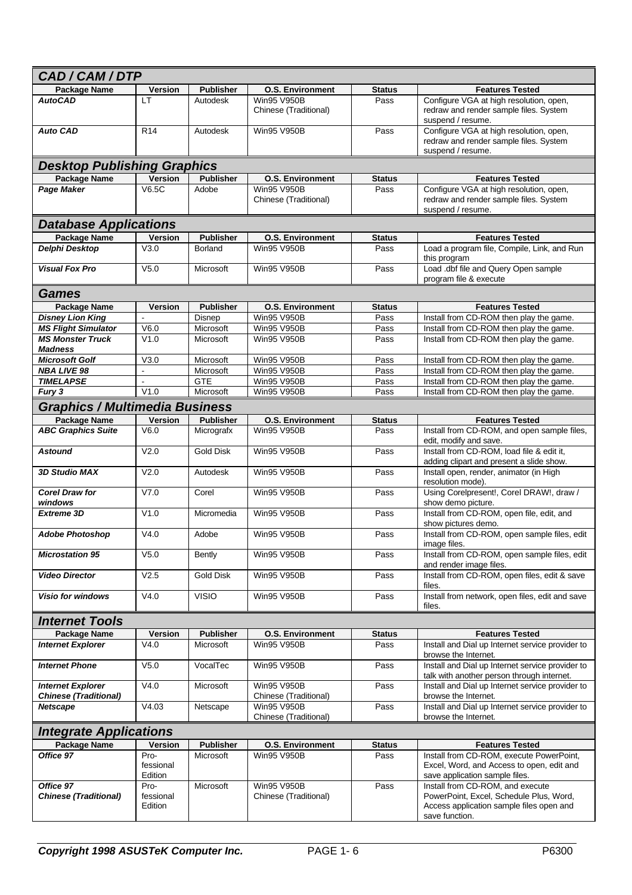## CAD / CAM / DTP

| Package Name | Version | Publisher | O.S. Environment | Status | Features Tested |
|---|---|---|---|---|---|
| ***AutoCAD*** | LT | Autodesk | Win95 V950B Chinese (Traditional) | Pass | Configure VGA at high resolution, open, redraw and render sample files. System suspend / resume. |
| ***Auto CAD*** | R14 | Autodesk | Win95 V950B | Pass | Configure VGA at high resolution, open, redraw and render sample files. System suspend / resume. |

## Desktop Publishing Graphics

| Package Name | Version | Publisher | O.S. Environment | Status | Features Tested |
|---|---|---|---|---|---|
| ***Page Maker*** | V6.5C | Adobe | Win95 V950B Chinese (Traditional) | Pass | Configure VGA at high resolution, open, redraw and render sample files. System suspend / resume. |

## Database Applications

| Package Name | Version | Publisher | O.S. Environment | Status | Features Tested |
|---|---|---|---|---|---|
| ***Delphi Desktop*** | V3.0 | Borland | Win95 V950B | Pass | Load a program file, Compile, Link, and Run this program |
| ***Visual Fox Pro*** | V5.0 | Microsoft | Win95 V950B | Pass | Load .dbf file and Query Open sample program file & execute |

## Games

| Package Name | Version | Publisher | O.S. Environment | Status | Features Tested |
|---|---|---|---|---|---|
| ***Disney Lion King*** | - | Disnep | Win95 V950B | Pass | Install from CD-ROM then play the game. |
| ***MS Flight Simulator*** | V6.0 | Microsoft | Win95 V950B | Pass | Install from CD-ROM then play the game. |
| ***MS Monster Truck Madness*** | V1.0 | Microsoft | Win95 V950B | Pass | Install from CD-ROM then play the game. |
| ***Microsoft Golf*** | V3.0 | Microsoft | Win95 V950B | Pass | Install from CD-ROM then play the game. |
| ***NBA LIVE 98*** | - | Microsoft | Win95 V950B | Pass | Install from CD-ROM then play the game. |
| ***TIMELAPSE*** | - | GTE | Win95 V950B | Pass | Install from CD-ROM then play the game. |
| ***Fury 3*** | V1.0 | Microsoft | Win95 V950B | Pass | Install from CD-ROM then play the game. |

## Graphics / Multimedia Business

| Package Name | Version | Publisher | O.S. Environment | Status | Features Tested |
|---|---|---|---|---|---|
| ***ABC Graphics Suite*** | V6.0 | Micrografx | Win95 V950B | Pass | Install from CD-ROM, and open sample files, edit, modify and save. |
| ***Astound*** | V2.0 | Gold Disk | Win95 V950B | Pass | Install from CD-ROM, load file & edit it, adding clipart and present a slide show. |
| ***3D Studio MAX*** | V2.0 | Autodesk | Win95 V950B | Pass | Install open, render, animator (in High resolution mode). |
| ***Corel Draw for windows*** | V7.0 | Corel | Win95 V950B | Pass | Using Corelpresent!, Corel DRAW!, draw / show demo picture. |
| ***Extreme 3D*** | V1.0 | Micromedia | Win95 V950B | Pass | Install from CD-ROM, open file, edit, and show pictures demo. |
| ***Adobe Photoshop*** | V4.0 | Adobe | Win95 V950B | Pass | Install from CD-ROM, open sample files, edit image files. |
| ***Microstation 95*** | V5.0 | Bently | Win95 V950B | Pass | Install from CD-ROM, open sample files, edit and render image files. |
| ***Video Director*** | V2.5 | Gold Disk | Win95 V950B | Pass | Install from CD-ROM, open files, edit & save files. |
| ***Visio for windows*** | V4.0 | VISIO | Win95 V950B | Pass | Install from network, open files, edit and save files. |

## Internet Tools

| Package Name | Version | Publisher | O.S. Environment | Status | Features Tested |
|---|---|---|---|---|---|
| ***Internet Explorer*** | V4.0 | Microsoft | Win95 V950B | Pass | Install and Dial up Internet service provider to browse the Internet. |
| ***Internet Phone*** | V5.0 | VocalTec | Win95 V950B | Pass | Install and Dial up Internet service provider to talk with another person through internet. |
| ***Internet Explorer Chinese (Traditional)*** | V4.0 | Microsoft | Win95 V950B Chinese (Traditional) | Pass | Install and Dial up Internet service provider to browse the Internet. |
| ***Netscape*** | V4.03 | Netscape | Win95 V950B Chinese (Traditional) | Pass | Install and Dial up Internet service provider to browse the Internet. |

## Integrate Applications

| Package Name | Version | Publisher | O.S. Environment | Status | Features Tested |
|---|---|---|---|---|---|
| ***Office 97*** | Pro-fessional Edition | Microsoft | Win95 V950B | Pass | Install from CD-ROM, execute PowerPoint, Excel, Word, and Access to open, edit and save application sample files. |
| ***Office 97 Chinese (Traditional)*** | Pro-fessional Edition | Microsoft | Win95 V950B Chinese (Traditional) | Pass | Install from CD-ROM, and execute PowerPoint, Excel, Schedule Plus, Word, Access application sample files open and save function. |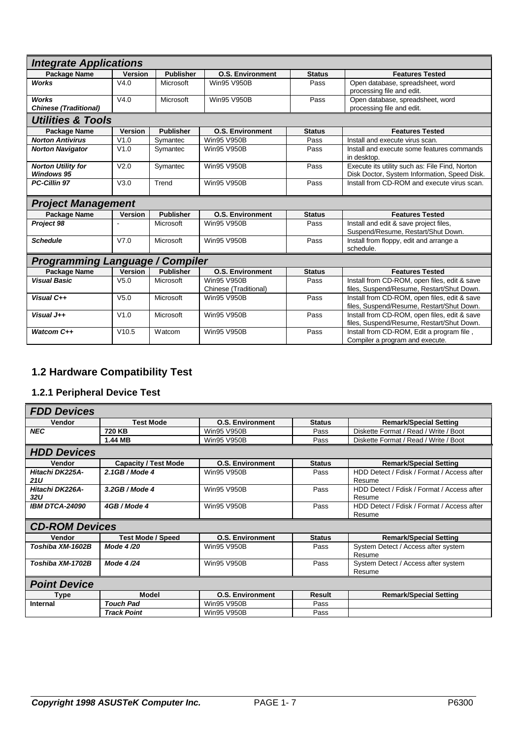### Integrate Applications

| Package Name | Version | Publisher | O.S. Environment | Status | Features Tested |
|---|---|---|---|---|---|
| ***Works*** | V4.0 | Microsoft | Win95 V950B | Pass | Open database, spreadsheet, word processing file and edit. |
| ***Works Chinese (Traditional)*** | V4.0 | Microsoft | Win95 V950B | Pass | Open database, spreadsheet, word processing file and edit. |

### Utilities & Tools

| Package Name | Version | Publisher | O.S. Environment | Status | Features Tested |
|---|---|---|---|---|---|
| ***Norton Antivirus*** | V1.0 | Symantec | Win95 V950B | Pass | Install and execute virus scan. |
| ***Norton Navigator*** | V1.0 | Symantec | Win95 V950B | Pass | Install and execute some features commands in desktop. |
| ***Norton Utility for Windows 95*** | V2.0 | Symantec | Win95 V950B | Pass | Execute its utility such as: File Find, Norton Disk Doctor, System Information, Speed Disk. |
| ***PC-Cillin 97*** | V3.0 | Trend | Win95 V950B | Pass | Install from CD-ROM and execute virus scan. |

### Project Management

| Package Name | Version | Publisher | O.S. Environment | Status | Features Tested |
|---|---|---|---|---|---|
| ***Project 98*** | - | Microsoft | Win95 V950B | Pass | Install and edit & save project files, Suspend/Resume, Restart/Shut Down. |
| ***Schedule*** | V7.0 | Microsoft | Win95 V950B | Pass | Install from floppy, edit and arrange a schedule. |

### Programming Language / Compiler

| Package Name | Version | Publisher | O.S. Environment | Status | Features Tested |
|---|---|---|---|---|---|
| ***Visual Basic*** | V5.0 | Microsoft | Win95 V950B Chinese (Traditional) | Pass | Install from CD-ROM, open files, edit & save files, Suspend/Resume, Restart/Shut Down. |
| ***Visual C++*** | V5.0 | Microsoft | Win95 V950B | Pass | Install from CD-ROM, open files, edit & save files, Suspend/Resume, Restart/Shut Down. |
| ***Visual J++*** | V1.0 | Microsoft | Win95 V950B | Pass | Install from CD-ROM, open files, edit & save files, Suspend/Resume, Restart/Shut Down. |
| ***Watcom C++*** | V10.5 | Watcom | Win95 V950B | Pass | Install from CD-ROM, Edit a program file , Compiler a program and execute. |

## 1.2 Hardware Compatibility Test

### 1.2.1 Peripheral Device Test

### FDD Devices

| Vendor | Test Mode | O.S. Environment | Status | Remark/Special Setting |
|---|---|---|---|---|
| ***NEC*** | **720 KB** | Win95 V950B | Pass | Diskette Format / Read / Write / Boot |
| | **1.44 MB** | Win95 V950B | Pass | Diskette Format / Read / Write / Boot |

### HDD Devices

| Vendor | Capacity / Test Mode | O.S. Environment | Status | Remark/Special Setting |
|---|---|---|---|---|
| ***Hitachi DK225A-21U*** | ***2.1GB / Mode 4*** | Win95 V950B | Pass | HDD Detect / Fdisk / Format / Access after Resume |
| ***Hitachi DK226A-32U*** | ***3.2GB / Mode 4*** | Win95 V950B | Pass | HDD Detect / Fdisk / Format / Access after Resume |
| ***IBM DTCA-24090*** | ***4GB / Mode 4*** | Win95 V950B | Pass | HDD Detect / Fdisk / Format / Access after Resume |

### CD-ROM Devices

| Vendor | Test Mode / Speed | O.S. Environment | Status | Remark/Special Setting |
|---|---|---|---|---|
| ***Toshiba XM-1602B*** | ***Mode 4 /20*** | Win95 V950B | Pass | System Detect / Access after system Resume |
| ***Toshiba XM-1702B*** | ***Mode 4 /24*** | Win95 V950B | Pass | System Detect / Access after system Resume |

### Point Device

| Type | Model | O.S. Environment | Result | Remark/Special Setting |
|---|---|---|---|---|
| **Internal** | ***Touch Pad*** | Win95 V950B | Pass | |
| | ***Track Point*** | Win95 V950B | Pass | |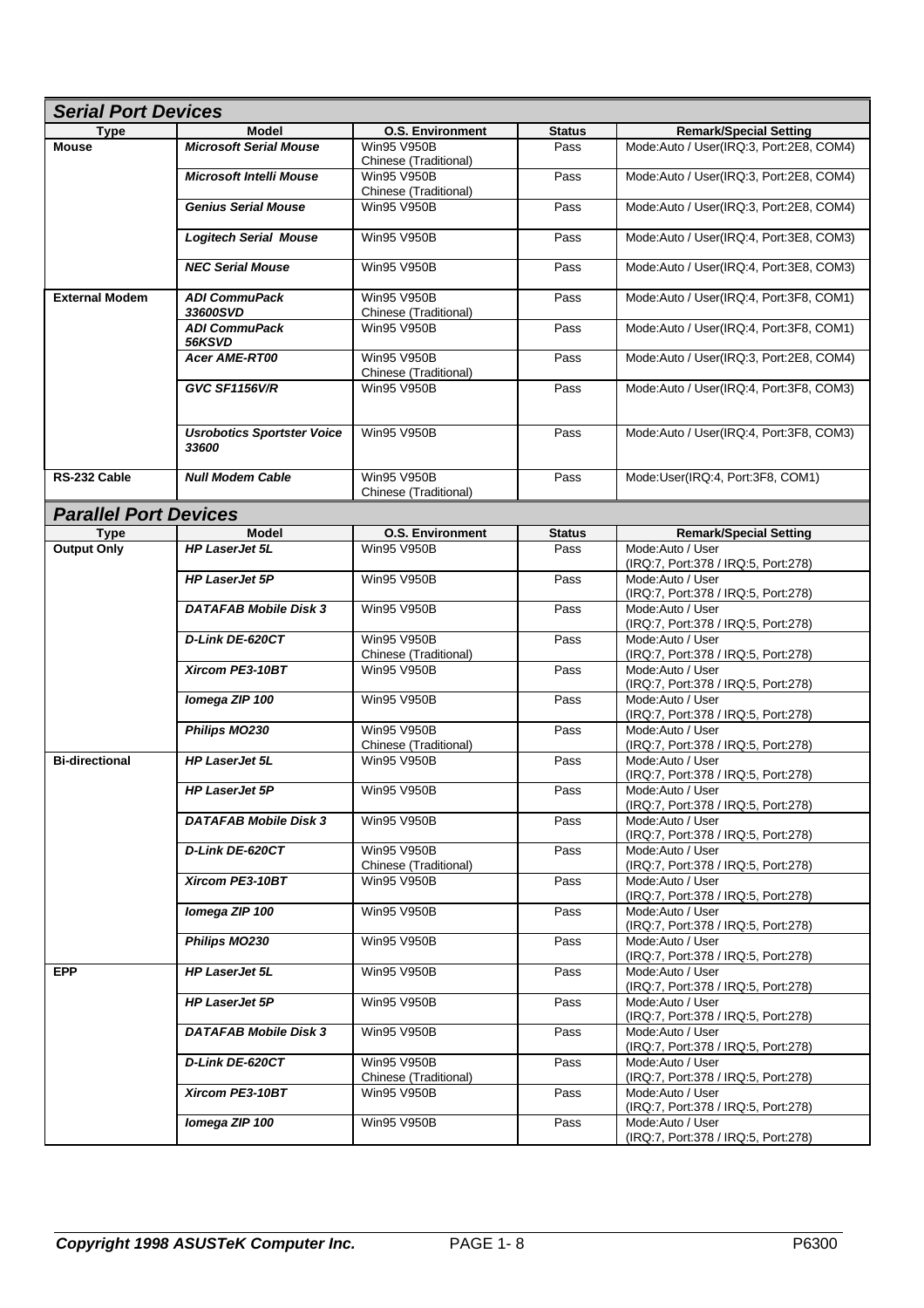## *Serial Port Devices*

| Type | Model | O.S. Environment | Status | Remark/Special Setting |
|---|---|---|---|---|
| **Mouse** | ***Microsoft Serial Mouse*** | Win95 V950B Chinese (Traditional) | Pass | Mode:Auto / User(IRQ:3, Port:2E8, COM4) |
| | ***Microsoft Intelli Mouse*** | Win95 V950B Chinese (Traditional) | Pass | Mode:Auto / User(IRQ:3, Port:2E8, COM4) |
| | ***Genius Serial Mouse*** | Win95 V950B | Pass | Mode:Auto / User(IRQ:3, Port:2E8, COM4) |
| | ***Logitech Serial Mouse*** | Win95 V950B | Pass | Mode:Auto / User(IRQ:4, Port:3E8, COM3) |
| | ***NEC Serial Mouse*** | Win95 V950B | Pass | Mode:Auto / User(IRQ:4, Port:3E8, COM3) |
| **External Modem** | ***ADI CommuPack 33600SVD*** | Win95 V950B Chinese (Traditional) | Pass | Mode:Auto / User(IRQ:4, Port:3F8, COM1) |
| | ***ADI CommuPack 56KSVD*** | Win95 V950B | Pass | Mode:Auto / User(IRQ:4, Port:3F8, COM1) |
| | ***Acer AME-RT00*** | Win95 V950B Chinese (Traditional) | Pass | Mode:Auto / User(IRQ:3, Port:2E8, COM4) |
| | ***GVC SF1156V/R*** | Win95 V950B | Pass | Mode:Auto / User(IRQ:4, Port:3F8, COM3) |
| | ***Usrobotics Sportster Voice 33600*** | Win95 V950B | Pass | Mode:Auto / User(IRQ:4, Port:3F8, COM3) |
| **RS-232 Cable** | ***Null Modem Cable*** | Win95 V950B Chinese (Traditional) | Pass | Mode:User(IRQ:4, Port:3F8, COM1) |

## *Parallel Port Devices*

| Type | Model | O.S. Environment | Status | Remark/Special Setting |
|---|---|---|---|---|
| **Output Only** | ***HP LaserJet 5L*** | Win95 V950B | Pass | Mode:Auto / User (IRQ:7, Port:378 / IRQ:5, Port:278) |
| | ***HP LaserJet 5P*** | Win95 V950B | Pass | Mode:Auto / User (IRQ:7, Port:378 / IRQ:5, Port:278) |
| | ***DATAFAB Mobile Disk 3*** | Win95 V950B | Pass | Mode:Auto / User (IRQ:7, Port:378 / IRQ:5, Port:278) |
| | ***D-Link DE-620CT*** | Win95 V950B Chinese (Traditional) | Pass | Mode:Auto / User (IRQ:7, Port:378 / IRQ:5, Port:278) |
| | ***Xircom PE3-10BT*** | Win95 V950B | Pass | Mode:Auto / User (IRQ:7, Port:378 / IRQ:5, Port:278) |
| | ***Iomega ZIP 100*** | Win95 V950B | Pass | Mode:Auto / User (IRQ:7, Port:378 / IRQ:5, Port:278) |
| | ***Philips MO230*** | Win95 V950B Chinese (Traditional) | Pass | Mode:Auto / User (IRQ:7, Port:378 / IRQ:5, Port:278) |
| **Bi-directional** | ***HP LaserJet 5L*** | Win95 V950B | Pass | Mode:Auto / User (IRQ:7, Port:378 / IRQ:5, Port:278) |
| | ***HP LaserJet 5P*** | Win95 V950B | Pass | Mode:Auto / User (IRQ:7, Port:378 / IRQ:5, Port:278) |
| | ***DATAFAB Mobile Disk 3*** | Win95 V950B | Pass | Mode:Auto / User (IRQ:7, Port:378 / IRQ:5, Port:278) |
| | ***D-Link DE-620CT*** | Win95 V950B Chinese (Traditional) | Pass | Mode:Auto / User (IRQ:7, Port:378 / IRQ:5, Port:278) |
| | ***Xircom PE3-10BT*** | Win95 V950B | Pass | Mode:Auto / User (IRQ:7, Port:378 / IRQ:5, Port:278) |
| | ***Iomega ZIP 100*** | Win95 V950B | Pass | Mode:Auto / User (IRQ:7, Port:378 / IRQ:5, Port:278) |
| | ***Philips MO230*** | Win95 V950B | Pass | Mode:Auto / User (IRQ:7, Port:378 / IRQ:5, Port:278) |
| **EPP** | ***HP LaserJet 5L*** | Win95 V950B | Pass | Mode:Auto / User (IRQ:7, Port:378 / IRQ:5, Port:278) |
| | ***HP LaserJet 5P*** | Win95 V950B | Pass | Mode:Auto / User (IRQ:7, Port:378 / IRQ:5, Port:278) |
| | ***DATAFAB Mobile Disk 3*** | Win95 V950B | Pass | Mode:Auto / User (IRQ:7, Port:378 / IRQ:5, Port:278) |
| | ***D-Link DE-620CT*** | Win95 V950B Chinese (Traditional) | Pass | Mode:Auto / User (IRQ:7, Port:378 / IRQ:5, Port:278) |
| | ***Xircom PE3-10BT*** | Win95 V950B | Pass | Mode:Auto / User (IRQ:7, Port:378 / IRQ:5, Port:278) |
| | ***Iomega ZIP 100*** | Win95 V950B | Pass | Mode:Auto / User (IRQ:7, Port:378 / IRQ:5, Port:278) |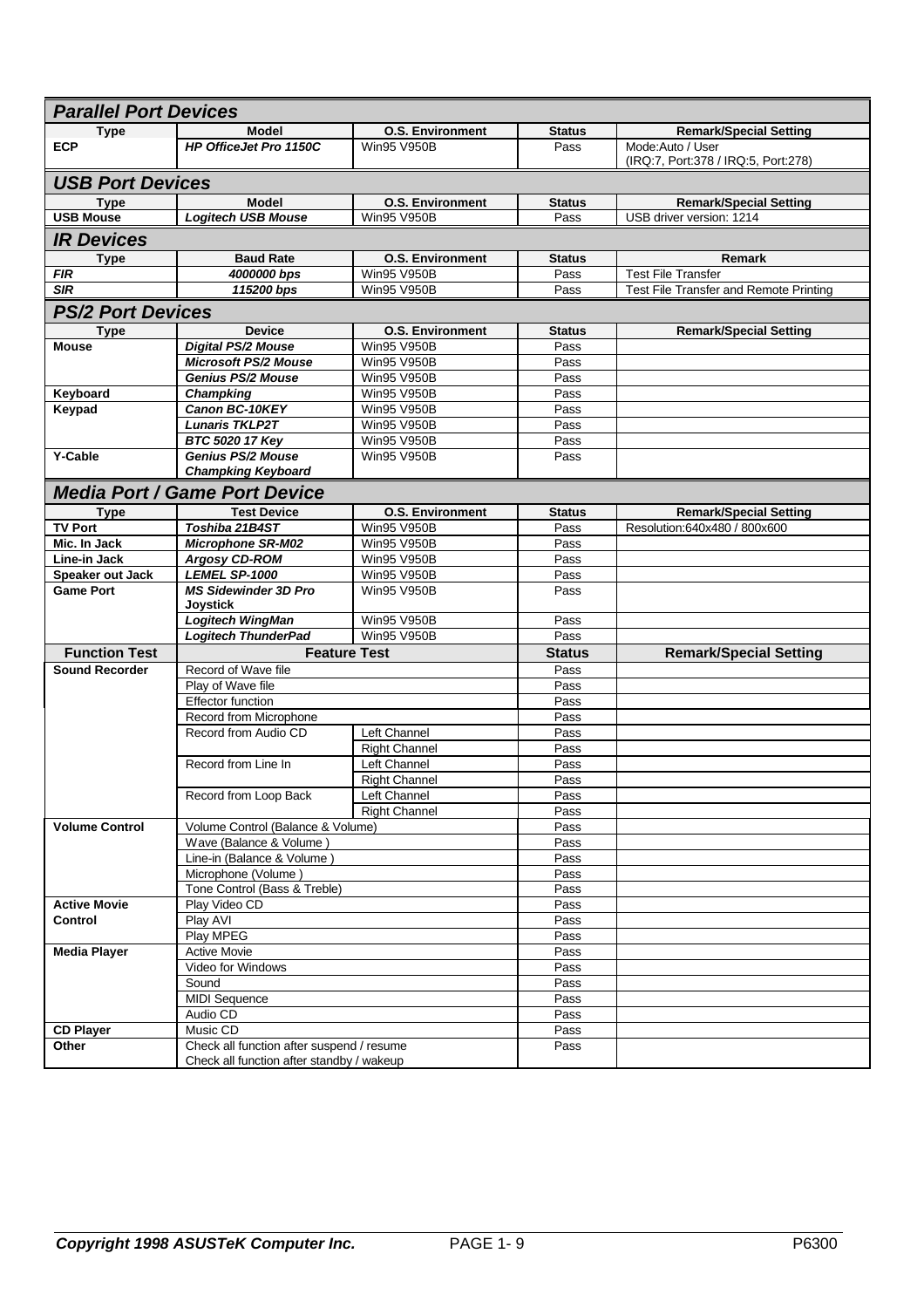## *Parallel Port Devices*

| Type | Model | O.S. Environment | Status | Remark/Special Setting |
|---|---|---|---|---|
| **ECP** | ***HP OfficeJet Pro 1150C*** | Win95 V950B | Pass | Mode:Auto / User (IRQ:7, Port:378 / IRQ:5, Port:278) |

## *USB Port Devices*

| Type | Model | O.S. Environment | Status | Remark/Special Setting |
|---|---|---|---|---|
| **USB Mouse** | ***Logitech USB Mouse*** | Win95 V950B | Pass | USB driver version: 1214 |

## *IR Devices*

| Type | Baud Rate | O.S. Environment | Status | Remark |
|---|---|---|---|---|
| ***FIR*** | ***4000000 bps*** | Win95 V950B | Pass | Test File Transfer |
| ***SIR*** | ***115200 bps*** | Win95 V950B | Pass | Test File Transfer and Remote Printing |

## *PS/2 Port Devices*

| Type | Device | O.S. Environment | Status | Remark/Special Setting |
|---|---|---|---|---|
| **Mouse** | ***Digital PS/2 Mouse*** | Win95 V950B | Pass | |
| | ***Microsoft PS/2 Mouse*** | Win95 V950B | Pass | |
| | ***Genius PS/2 Mouse*** | Win95 V950B | Pass | |
| **Keyboard** | ***Champking*** | Win95 V950B | Pass | |
| **Keypad** | ***Canon BC-10KEY*** | Win95 V950B | Pass | |
| | ***Lunaris TKLP2T*** | Win95 V950B | Pass | |
| | ***BTC 5020 17 Key*** | Win95 V950B | Pass | |
| **Y-Cable** | ***Genius PS/2 Mouse*** ***Champking Keyboard*** | Win95 V950B | Pass | |

## *Media Port / Game Port Device*

| Type | Test Device | O.S. Environment | Status | Remark/Special Setting |
|---|---|---|---|---|
| **TV Port** | ***Toshiba 21B4ST*** | Win95 V950B | Pass | Resolution:640x480 / 800x600 |
| **Mic. In Jack** | ***Microphone SR-M02*** | Win95 V950B | Pass | |
| **Line-in Jack** | ***Argosy CD-ROM*** | Win95 V950B | Pass | |
| **Speaker out Jack** | ***LEMEL SP-1000*** | Win95 V950B | Pass | |
| **Game Port** | ***MS Sidewinder 3D Pro Joystick*** | Win95 V950B | Pass | |
| | ***Logitech WingMan*** | Win95 V950B | Pass | |
| | ***Logitech ThunderPad*** | Win95 V950B | Pass | |

| Function Test | Feature Test | | Status | Remark/Special Setting |
|---|---|---|---|---|
| **Sound Recorder** | Record of Wave file | | Pass | |
| | Play of Wave file | | Pass | |
| | Effector function | | Pass | |
| | Record from Microphone | | Pass | |
| | Record from Audio CD | Left Channel | Pass | |
| | | Right Channel | Pass | |
| | Record from Line In | Left Channel | Pass | |
| | | Right Channel | Pass | |
| | Record from Loop Back | Left Channel | Pass | |
| | | Right Channel | Pass | |
| **Volume Control** | Volume Control (Balance & Volume) | | Pass | |
| | Wave (Balance & Volume ) | | Pass | |
| | Line-in (Balance & Volume ) | | Pass | |
| | Microphone (Volume ) | | Pass | |
| | Tone Control (Bass & Treble) | | Pass | |
| **Active Movie Control** | Play Video CD | | Pass | |
| | Play AVI | | Pass | |
| | Play MPEG | | Pass | |
| **Media Player** | Active Movie | | Pass | |
| | Video for Windows | | Pass | |
| | Sound | | Pass | |
| | MIDI Sequence | | Pass | |
| | Audio CD | | Pass | |
| **CD Player** | Music CD | | Pass | |
| **Other** | Check all function after suspend / resume Check all function after standby / wakeup | | Pass | |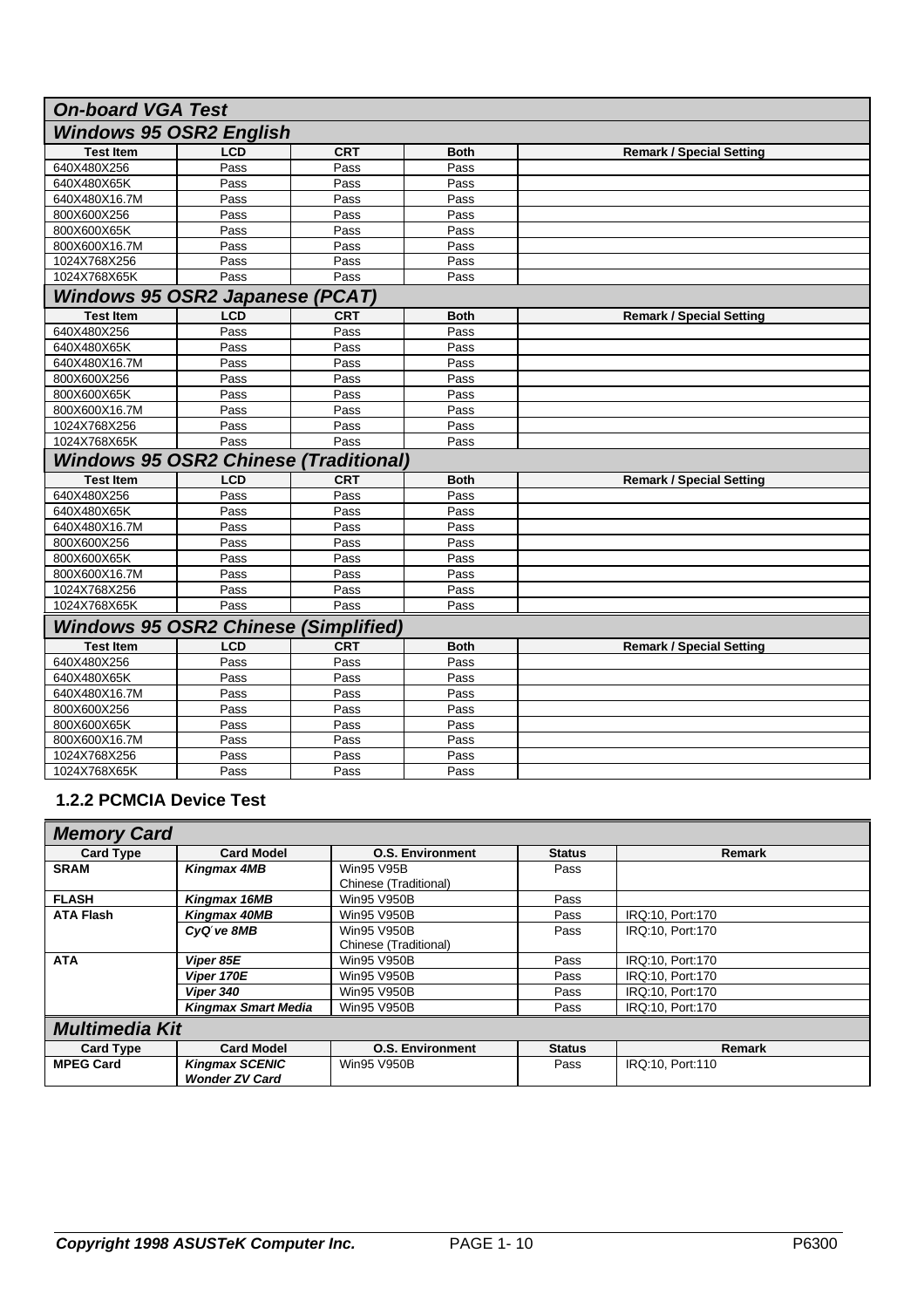## *On-board VGA Test*

### *Windows 95 OSR2 English*

| Test Item | LCD | CRT | Both | Remark / Special Setting |
|---|---|---|---|---|
| 640X480X256 | Pass | Pass | Pass | |
| 640X480X65K | Pass | Pass | Pass | |
| 640X480X16.7M | Pass | Pass | Pass | |
| 800X600X256 | Pass | Pass | Pass | |
| 800X600X65K | Pass | Pass | Pass | |
| 800X600X16.7M | Pass | Pass | Pass | |
| 1024X768X256 | Pass | Pass | Pass | |
| 1024X768X65K | Pass | Pass | Pass | |

### *Windows 95 OSR2 Japanese (PCAT)*

| Test Item | LCD | CRT | Both | Remark / Special Setting |
|---|---|---|---|---|
| 640X480X256 | Pass | Pass | Pass | |
| 640X480X65K | Pass | Pass | Pass | |
| 640X480X16.7M | Pass | Pass | Pass | |
| 800X600X256 | Pass | Pass | Pass | |
| 800X600X65K | Pass | Pass | Pass | |
| 800X600X16.7M | Pass | Pass | Pass | |
| 1024X768X256 | Pass | Pass | Pass | |
| 1024X768X65K | Pass | Pass | Pass | |

### *Windows 95 OSR2 Chinese (Traditional)*

| Test Item | LCD | CRT | Both | Remark / Special Setting |
|---|---|---|---|---|
| 640X480X256 | Pass | Pass | Pass | |
| 640X480X65K | Pass | Pass | Pass | |
| 640X480X16.7M | Pass | Pass | Pass | |
| 800X600X256 | Pass | Pass | Pass | |
| 800X600X65K | Pass | Pass | Pass | |
| 800X600X16.7M | Pass | Pass | Pass | |
| 1024X768X256 | Pass | Pass | Pass | |
| 1024X768X65K | Pass | Pass | Pass | |

### *Windows 95 OSR2 Chinese (Simplified)*

| Test Item | LCD | CRT | Both | Remark / Special Setting |
|---|---|---|---|---|
| 640X480X256 | Pass | Pass | Pass | |
| 640X480X65K | Pass | Pass | Pass | |
| 640X480X16.7M | Pass | Pass | Pass | |
| 800X600X256 | Pass | Pass | Pass | |
| 800X600X65K | Pass | Pass | Pass | |
| 800X600X16.7M | Pass | Pass | Pass | |
| 1024X768X256 | Pass | Pass | Pass | |
| 1024X768X65K | Pass | Pass | Pass | |

### 1.2.2 PCMCIA Device Test

#### *Memory Card*

| Card Type | Card Model | O.S. Environment | Status | Remark |
|---|---|---|---|---|
| **SRAM** | ***Kingmax 4MB*** | Win95 V95B Chinese (Traditional) | Pass | |
| **FLASH** | ***Kingmax 16MB*** | Win95 V950B | Pass | |
| **ATA Flash** | ***Kingmax 40MB*** | Win95 V950B | Pass | IRQ:10, Port:170 |
| | ***CyQ've 8MB*** | Win95 V950B Chinese (Traditional) | Pass | IRQ:10, Port:170 |
| **ATA** | ***Viper 85E*** | Win95 V950B | Pass | IRQ:10, Port:170 |
| | ***Viper 170E*** | Win95 V950B | Pass | IRQ:10, Port:170 |
| | ***Viper 340*** | Win95 V950B | Pass | IRQ:10, Port:170 |
| | ***Kingmax Smart Media*** | Win95 V950B | Pass | IRQ:10, Port:170 |

#### *Multimedia Kit*

| Card Type | Card Model | O.S. Environment | Status | Remark |
|---|---|---|---|---|
| **MPEG Card** | ***Kingmax SCENIC Wonder ZV Card*** | Win95 V950B | Pass | IRQ:10, Port:110 |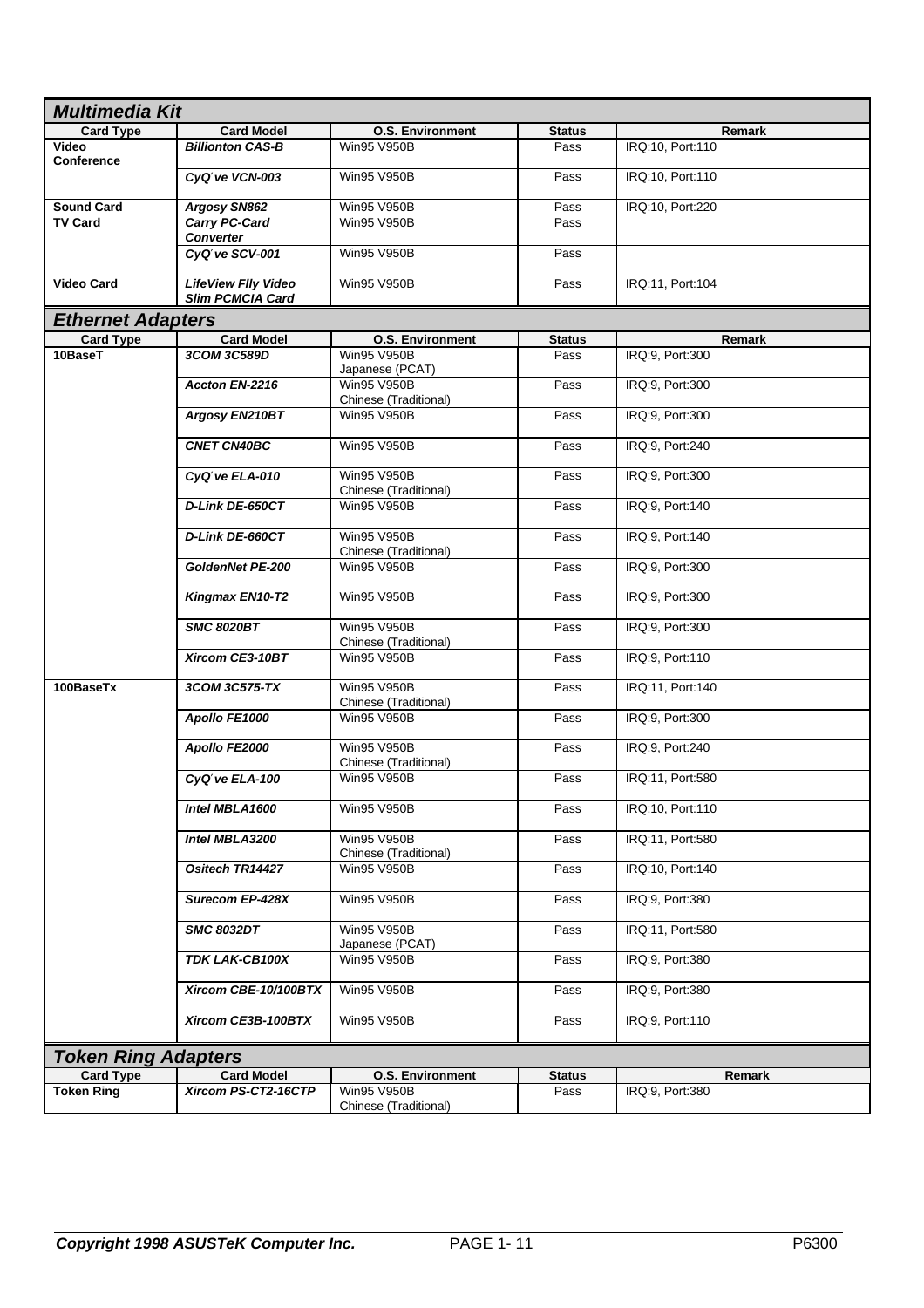## Multimedia Kit

| Card Type | Card Model | O.S. Environment | Status | Remark |
|---|---|---|---|---|
| Video Conference | ***Billionton CAS-B*** | Win95 V950B | Pass | IRQ:10, Port:110 |
| | ***CyQ´ve VCN-003*** | Win95 V950B | Pass | IRQ:10, Port:110 |
| **Sound Card** | ***Argosy SN862*** | Win95 V950B | Pass | IRQ:10, Port:220 |
| **TV Card** | ***Carry PC-Card Converter*** | Win95 V950B | Pass | |
| | ***CyQ´ve SCV-001*** | Win95 V950B | Pass | |
| **Video Card** | ***LifeView Flly Video Slim PCMCIA Card*** | Win95 V950B | Pass | IRQ:11, Port:104 |

## Ethernet Adapters

| Card Type | Card Model | O.S. Environment | Status | Remark |
|---|---|---|---|---|
| **10BaseT** | ***3COM 3C589D*** | Win95 V950B Japanese (PCAT) | Pass | IRQ:9, Port:300 |
| | ***Accton EN-2216*** | Win95 V950B Chinese (Traditional) | Pass | IRQ:9, Port:300 |
| | ***Argosy EN210BT*** | Win95 V950B | Pass | IRQ:9, Port:300 |
| | ***CNET CN40BC*** | Win95 V950B | Pass | IRQ:9, Port:240 |
| | ***CyQ´ve ELA-010*** | Win95 V950B Chinese (Traditional) | Pass | IRQ:9, Port:300 |
| | ***D-Link DE-650CT*** | Win95 V950B | Pass | IRQ:9, Port:140 |
| | ***D-Link DE-660CT*** | Win95 V950B Chinese (Traditional) | Pass | IRQ:9, Port:140 |
| | ***GoldenNet PE-200*** | Win95 V950B | Pass | IRQ:9, Port:300 |
| | ***Kingmax EN10-T2*** | Win95 V950B | Pass | IRQ:9, Port:300 |
| | ***SMC 8020BT*** | Win95 V950B Chinese (Traditional) | Pass | IRQ:9, Port:300 |
| | ***Xircom CE3-10BT*** | Win95 V950B | Pass | IRQ:9, Port:110 |
| **100BaseTx** | ***3COM 3C575-TX*** | Win95 V950B Chinese (Traditional) | Pass | IRQ:11, Port:140 |
| | ***Apollo FE1000*** | Win95 V950B | Pass | IRQ:9, Port:300 |
| | ***Apollo FE2000*** | Win95 V950B Chinese (Traditional) | Pass | IRQ:9, Port:240 |
| | ***CyQ´ve ELA-100*** | Win95 V950B | Pass | IRQ:11, Port:580 |
| | ***Intel MBLA1600*** | Win95 V950B | Pass | IRQ:10, Port:110 |
| | ***Intel MBLA3200*** | Win95 V950B Chinese (Traditional) | Pass | IRQ:11, Port:580 |
| | ***Ositech TR14427*** | Win95 V950B | Pass | IRQ:10, Port:140 |
| | ***Surecom EP-428X*** | Win95 V950B | Pass | IRQ:9, Port:380 |
| | ***SMC 8032DT*** | Win95 V950B Japanese (PCAT) | Pass | IRQ:11, Port:580 |
| | ***TDK LAK-CB100X*** | Win95 V950B | Pass | IRQ:9, Port:380 |
| | ***Xircom CBE-10/100BTX*** | Win95 V950B | Pass | IRQ:9, Port:380 |
| | ***Xircom CE3B-100BTX*** | Win95 V950B | Pass | IRQ:9, Port:110 |

## Token Ring Adapters

| Card Type | Card Model | O.S. Environment | Status | Remark |
|---|---|---|---|---|
| **Token Ring** | ***Xircom PS-CT2-16CTP*** | Win95 V950B Chinese (Traditional) | Pass | IRQ:9, Port:380 |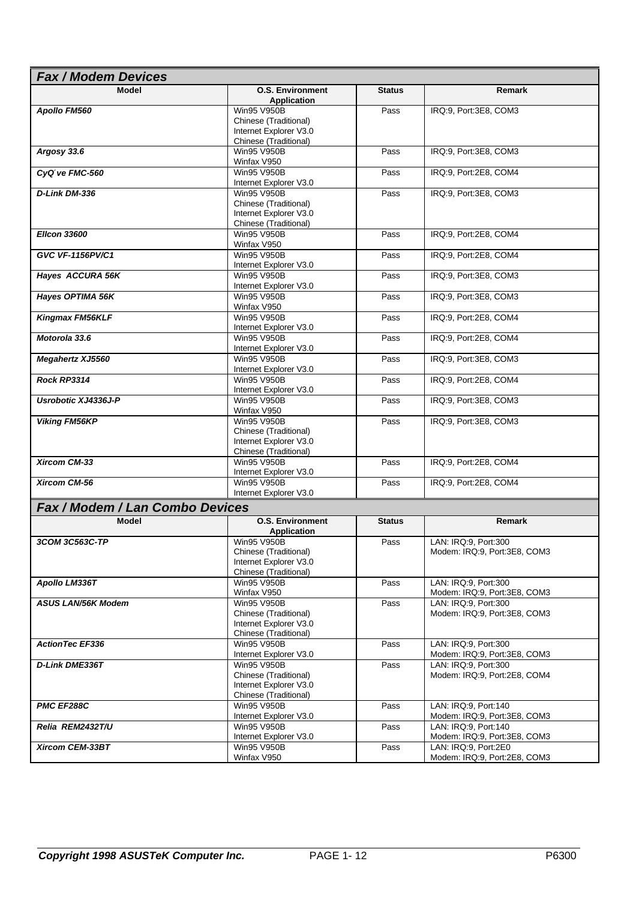## *Fax / Modem Devices*

| Model | O.S. Environment Application | Status | Remark |
|---|---|---|---|
| ***Apollo FM560*** | Win95 V950B<br>Chinese (Traditional)<br>Internet Explorer V3.0<br>Chinese (Traditional) | Pass | IRQ:9, Port:3E8, COM3 |
| ***Argosy 33.6*** | Win95 V950B<br>Winfax V950 | Pass | IRQ:9, Port:3E8, COM3 |
| ***CyQ've FMC-560*** | Win95 V950B<br>Internet Explorer V3.0 | Pass | IRQ:9, Port:2E8, COM4 |
| ***D-Link DM-336*** | Win95 V950B<br>Chinese (Traditional)<br>Internet Explorer V3.0<br>Chinese (Traditional) | Pass | IRQ:9, Port:3E8, COM3 |
| ***Ellcon 33600*** | Win95 V950B<br>Winfax V950 | Pass | IRQ:9, Port:2E8, COM4 |
| ***GVC VF-1156PV/C1*** | Win95 V950B<br>Internet Explorer V3.0 | Pass | IRQ:9, Port:2E8, COM4 |
| ***Hayes ACCURA 56K*** | Win95 V950B<br>Internet Explorer V3.0 | Pass | IRQ:9, Port:3E8, COM3 |
| ***Hayes OPTIMA 56K*** | Win95 V950B<br>Winfax V950 | Pass | IRQ:9, Port:3E8, COM3 |
| ***Kingmax FM56KLF*** | Win95 V950B<br>Internet Explorer V3.0 | Pass | IRQ:9, Port:2E8, COM4 |
| ***Motorola 33.6*** | Win95 V950B<br>Internet Explorer V3.0 | Pass | IRQ:9, Port:2E8, COM4 |
| ***Megahertz XJ5560*** | Win95 V950B<br>Internet Explorer V3.0 | Pass | IRQ:9, Port:3E8, COM3 |
| ***Rock RP3314*** | Win95 V950B<br>Internet Explorer V3.0 | Pass | IRQ:9, Port:2E8, COM4 |
| ***Usrobotic XJ4336J-P*** | Win95 V950B<br>Winfax V950 | Pass | IRQ:9, Port:3E8, COM3 |
| ***Viking FM56KP*** | Win95 V950B<br>Chinese (Traditional)<br>Internet Explorer V3.0<br>Chinese (Traditional) | Pass | IRQ:9, Port:3E8, COM3 |
| ***Xircom CM-33*** | Win95 V950B<br>Internet Explorer V3.0 | Pass | IRQ:9, Port:2E8, COM4 |
| ***Xircom CM-56*** | Win95 V950B<br>Internet Explorer V3.0 | Pass | IRQ:9, Port:2E8, COM4 |

## *Fax / Modem / Lan Combo Devices*

| Model | O.S. Environment Application | Status | Remark |
|---|---|---|---|
| ***3COM 3C563C-TP*** | Win95 V950B<br>Chinese (Traditional)<br>Internet Explorer V3.0<br>Chinese (Traditional) | Pass | LAN: IRQ:9, Port:300<br>Modem: IRQ:9, Port:3E8, COM3 |
| ***Apollo LM336T*** | Win95 V950B<br>Winfax V950 | Pass | LAN: IRQ:9, Port:300<br>Modem: IRQ:9, Port:3E8, COM3 |
| ***ASUS LAN/56K Modem*** | Win95 V950B<br>Chinese (Traditional)<br>Internet Explorer V3.0<br>Chinese (Traditional) | Pass | LAN: IRQ:9, Port:300<br>Modem: IRQ:9, Port:3E8, COM3 |
| ***ActionTec EF336*** | Win95 V950B<br>Internet Explorer V3.0 | Pass | LAN: IRQ:9, Port:300<br>Modem: IRQ:9, Port:3E8, COM3 |
| ***D-Link DME336T*** | Win95 V950B<br>Chinese (Traditional)<br>Internet Explorer V3.0<br>Chinese (Traditional) | Pass | LAN: IRQ:9, Port:300<br>Modem: IRQ:9, Port:2E8, COM4 |
| ***PMC EF288C*** | Win95 V950B<br>Internet Explorer V3.0 | Pass | LAN: IRQ:9, Port:140<br>Modem: IRQ:9, Port:3E8, COM3 |
| ***Relia REM2432T/U*** | Win95 V950B<br>Internet Explorer V3.0 | Pass | LAN: IRQ:9, Port:140<br>Modem: IRQ:9, Port:3E8, COM3 |
| ***Xircom CEM-33BT*** | Win95 V950B<br>Winfax V950 | Pass | LAN: IRQ:9, Port:2E0<br>Modem: IRQ:9, Port:2E8, COM3 |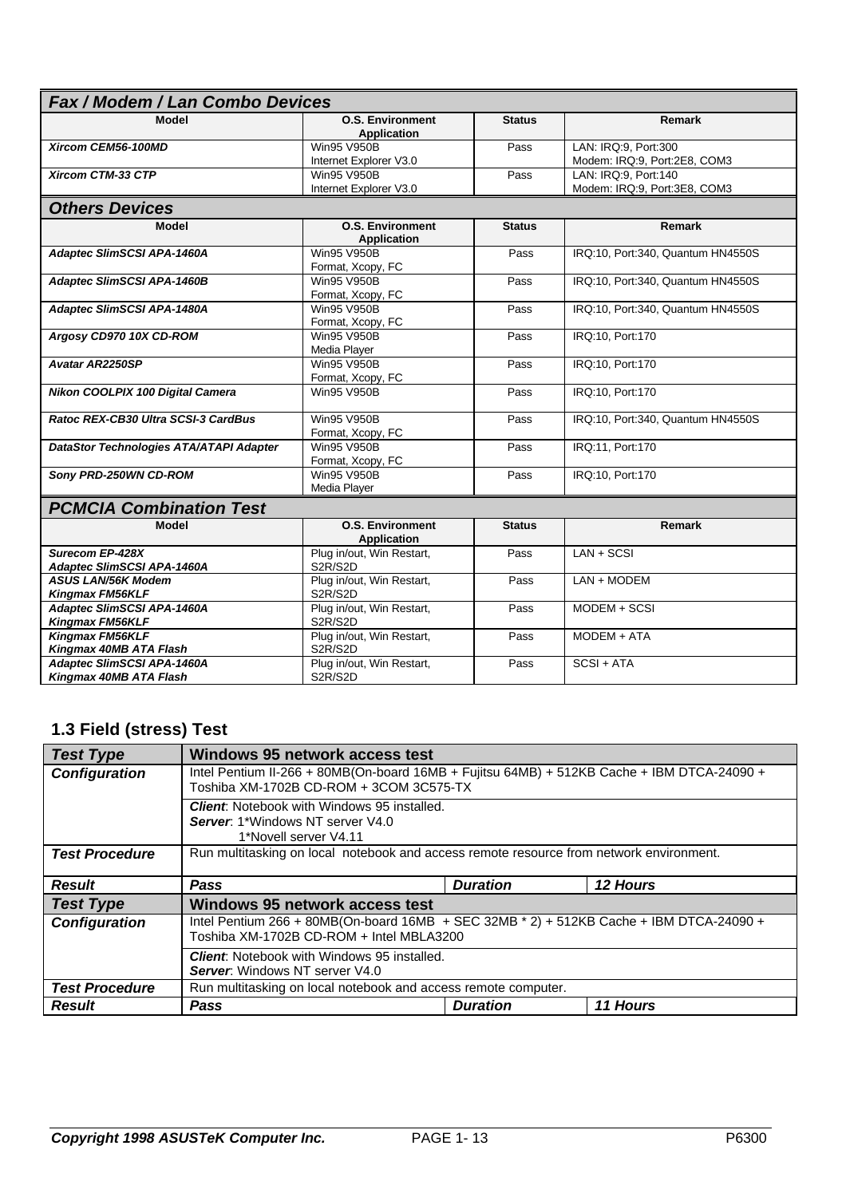## *Fax / Modem / Lan Combo Devices*

| Model | O.S. Environment Application | Status | Remark |
|---|---|---|---|
| ***Xircom CEM56-100MD*** | Win95 V950B<br>Internet Explorer V3.0 | Pass | LAN: IRQ:9, Port:300<br>Modem: IRQ:9, Port:2E8, COM3 |
| ***Xircom CTM-33 CTP*** | Win95 V950B<br>Internet Explorer V3.0 | Pass | LAN: IRQ:9, Port:140<br>Modem: IRQ:9, Port:3E8, COM3 |

## *Others Devices*

| Model | O.S. Environment Application | Status | Remark |
|---|---|---|---|
| ***Adaptec SlimSCSI APA-1460A*** | Win95 V950B<br>Format, Xcopy, FC | Pass | IRQ:10, Port:340, Quantum HN4550S |
| ***Adaptec SlimSCSI APA-1460B*** | Win95 V950B<br>Format, Xcopy, FC | Pass | IRQ:10, Port:340, Quantum HN4550S |
| ***Adaptec SlimSCSI APA-1480A*** | Win95 V950B<br>Format, Xcopy, FC | Pass | IRQ:10, Port:340, Quantum HN4550S |
| ***Argosy CD970 10X CD-ROM*** | Win95 V950B<br>Media Player | Pass | IRQ:10, Port:170 |
| ***Avatar AR2250SP*** | Win95 V950B<br>Format, Xcopy, FC | Pass | IRQ:10, Port:170 |
| ***Nikon COOLPIX 100 Digital Camera*** | Win95 V950B | Pass | IRQ:10, Port:170 |
| ***Ratoc REX-CB30 Ultra SCSI-3 CardBus*** | Win95 V950B<br>Format, Xcopy, FC | Pass | IRQ:10, Port:340, Quantum HN4550S |
| ***DataStor Technologies ATA/ATAPI Adapter*** | Win95 V950B<br>Format, Xcopy, FC | Pass | IRQ:11, Port:170 |
| ***Sony PRD-250WN CD-ROM*** | Win95 V950B<br>Media Player | Pass | IRQ:10, Port:170 |

## *PCMCIA Combination Test*

| Model | O.S. Environment Application | Status | Remark |
|---|---|---|---|
| ***Surecom EP-428X***<br>***Adaptec SlimSCSI APA-1460A*** | Plug in/out, Win Restart, S2R/S2D | Pass | LAN + SCSI |
| ***ASUS LAN/56K Modem***<br>***Kingmax FM56KLF*** | Plug in/out, Win Restart, S2R/S2D | Pass | LAN + MODEM |
| ***Adaptec SlimSCSI APA-1460A***<br>***Kingmax FM56KLF*** | Plug in/out, Win Restart, S2R/S2D | Pass | MODEM + SCSI |
| ***Kingmax FM56KLF***<br>***Kingmax 40MB ATA Flash*** | Plug in/out, Win Restart, S2R/S2D | Pass | MODEM + ATA |
| ***Adaptec SlimSCSI APA-1460A***<br>***Kingmax 40MB ATA Flash*** | Plug in/out, Win Restart, S2R/S2D | Pass | SCSI + ATA |

## 1.3 Field (stress) Test

| ***Test Type*** | **Windows 95 network access test** | | |
|---|---|---|---|
| ***Configuration*** | Intel Pentium II-266 + 80MB(On-board 16MB + Fujitsu 64MB) + 512KB Cache + IBM DTCA-24090 + Toshiba XM-1702B CD-ROM + 3COM 3C575-TX | | |
| | ***Client***: Notebook with Windows 95 installed.<br>***Server***: 1*Windows NT server V4.0<br>1*Novell server V4.11 | | |
| ***Test Procedure*** | Run multitasking on local notebook and access remote resource from network environment. | | |
| ***Result*** | ***Pass*** | ***Duration*** | ***12 Hours*** |
| ***Test Type*** | **Windows 95 network access test** | | |
| ***Configuration*** | Intel Pentium 266 + 80MB(On-board 16MB + SEC 32MB * 2) + 512KB Cache + IBM DTCA-24090 + Toshiba XM-1702B CD-ROM + Intel MBLA3200 | | |
| | ***Client***: Notebook with Windows 95 installed.<br>***Server***: Windows NT server V4.0 | | |
| ***Test Procedure*** | Run multitasking on local notebook and access remote computer. | | |
| ***Result*** | ***Pass*** | ***Duration*** | ***11 Hours*** |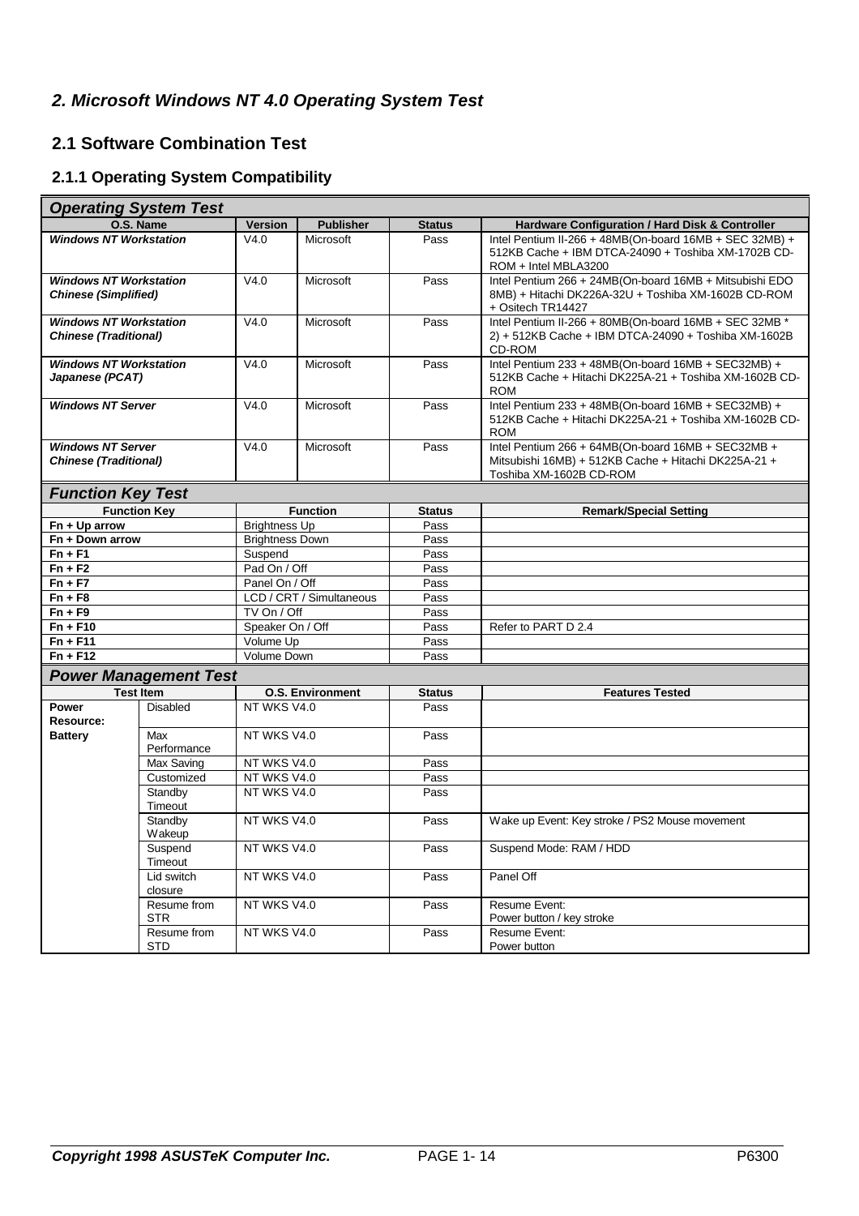## *2. Microsoft Windows NT 4.0 Operating System Test*

### 2.1 Software Combination Test

#### 2.1.1 Operating System Compatibility

**Operating System Test**

| O.S. Name | Version | Publisher | Status | Hardware Configuration / Hard Disk & Controller |
|---|---|---|---|---|
| ***Windows NT Workstation*** | V4.0 | Microsoft | Pass | Intel Pentium II-266 + 48MB(On-board 16MB + SEC 32MB) + 512KB Cache + IBM DTCA-24090 + Toshiba XM-1702B CD-ROM + Intel MBLA3200 |
| ***Windows NT Workstation Chinese (Simplified)*** | V4.0 | Microsoft | Pass | Intel Pentium 266 + 24MB(On-board 16MB + Mitsubishi EDO 8MB) + Hitachi DK226A-32U + Toshiba XM-1602B CD-ROM + Ositech TR14427 |
| ***Windows NT Workstation Chinese (Traditional)*** | V4.0 | Microsoft | Pass | Intel Pentium II-266 + 80MB(On-board 16MB + SEC 32MB * 2) + 512KB Cache + IBM DTCA-24090 + Toshiba XM-1602B CD-ROM |
| ***Windows NT Workstation Japanese (PCAT)*** | V4.0 | Microsoft | Pass | Intel Pentium 233 + 48MB(On-board 16MB + SEC32MB) + 512KB Cache + Hitachi DK225A-21 + Toshiba XM-1602B CD-ROM |
| ***Windows NT Server*** | V4.0 | Microsoft | Pass | Intel Pentium 233 + 48MB(On-board 16MB + SEC32MB) + 512KB Cache + Hitachi DK225A-21 + Toshiba XM-1602B CD-ROM |
| ***Windows NT Server Chinese (Traditional)*** | V4.0 | Microsoft | Pass | Intel Pentium 266 + 64MB(On-board 16MB + SEC32MB + Mitsubishi 16MB) + 512KB Cache + Hitachi DK225A-21 + Toshiba XM-1602B CD-ROM |

**Function Key Test**

| Function Key | Function | Status | Remark/Special Setting |
|---|---|---|---|
| **Fn + Up arrow** | Brightness Up | Pass | |
| **Fn + Down arrow** | Brightness Down | Pass | |
| **Fn + F1** | Suspend | Pass | |
| **Fn + F2** | Pad On / Off | Pass | |
| **Fn + F7** | Panel On / Off | Pass | |
| **Fn + F8** | LCD / CRT / Simultaneous | Pass | |
| **Fn + F9** | TV On / Off | Pass | |
| **Fn + F10** | Speaker On / Off | Pass | Refer to PART D 2.4 |
| **Fn + F11** | Volume Up | Pass | |
| **Fn + F12** | Volume Down | Pass | |

**Power Management Test**

| Test Item | | O.S. Environment | Status | Features Tested |
|---|---|---|---|---|
| **Power Resource: Battery** | Disabled | NT WKS V4.0 | Pass | |
| | Max Performance | NT WKS V4.0 | Pass | |
| | Max Saving | NT WKS V4.0 | Pass | |
| | Customized | NT WKS V4.0 | Pass | |
| | Standby Timeout | NT WKS V4.0 | Pass | |
| | Standby Wakeup | NT WKS V4.0 | Pass | Wake up Event: Key stroke / PS2 Mouse movement |
| | Suspend Timeout | NT WKS V4.0 | Pass | Suspend Mode: RAM / HDD |
| | Lid switch closure | NT WKS V4.0 | Pass | Panel Off |
| | Resume from STR | NT WKS V4.0 | Pass | Resume Event: Power button / key stroke |
| | Resume from STD | NT WKS V4.0 | Pass | Resume Event: Power button |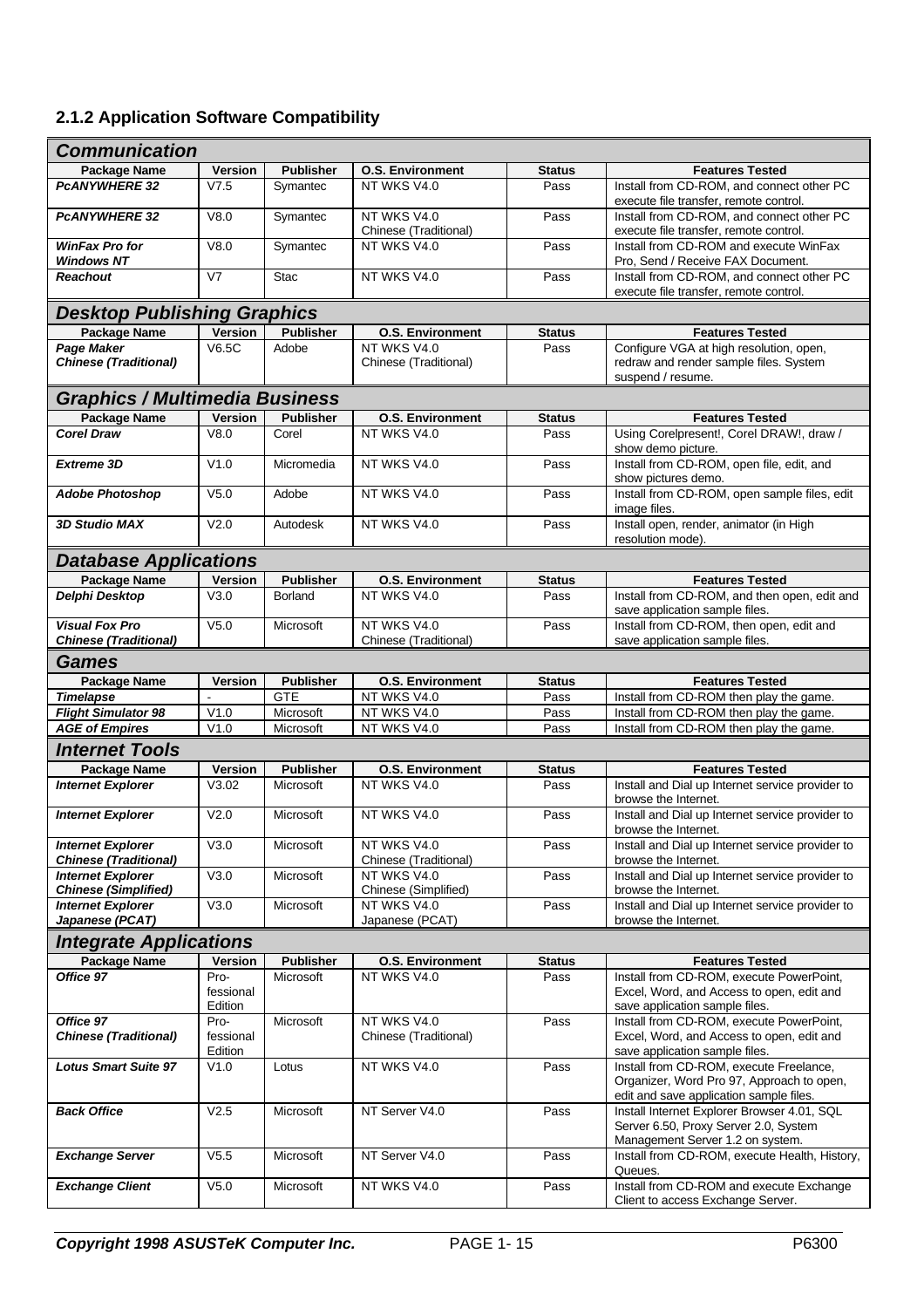### 2.1.2 Application Software Compatibility

| ***Communication*** | | | | | |
|---|---|---|---|---|---|
| **Package Name** | **Version** | **Publisher** | **O.S. Environment** | **Status** | **Features Tested** |
| ***PcANYWHERE 32*** | V7.5 | Symantec | NT WKS V4.0 | Pass | Install from CD-ROM, and connect other PC execute file transfer, remote control. |
| ***PcANYWHERE 32*** | V8.0 | Symantec | NT WKS V4.0 Chinese (Traditional) | Pass | Install from CD-ROM, and connect other PC execute file transfer, remote control. |
| ***WinFax Pro for Windows NT*** | V8.0 | Symantec | NT WKS V4.0 | Pass | Install from CD-ROM and execute WinFax Pro, Send / Receive FAX Document. |
| ***Reachout*** | V7 | Stac | NT WKS V4.0 | Pass | Install from CD-ROM, and connect other PC execute file transfer, remote control. |

| ***Desktop Publishing Graphics*** | | | | | |
|---|---|---|---|---|---|
| **Package Name** | **Version** | **Publisher** | **O.S. Environment** | **Status** | **Features Tested** |
| ***Page Maker Chinese (Traditional)*** | V6.5C | Adobe | NT WKS V4.0 Chinese (Traditional) | Pass | Configure VGA at high resolution, open, redraw and render sample files. System suspend / resume. |

| ***Graphics / Multimedia Business*** | | | | | |
|---|---|---|---|---|---|
| **Package Name** | **Version** | **Publisher** | **O.S. Environment** | **Status** | **Features Tested** |
| ***Corel Draw*** | V8.0 | Corel | NT WKS V4.0 | Pass | Using Corelpresent!, Corel DRAW!, draw / show demo picture. |
| ***Extreme 3D*** | V1.0 | Micromedia | NT WKS V4.0 | Pass | Install from CD-ROM, open file, edit, and show pictures demo. |
| ***Adobe Photoshop*** | V5.0 | Adobe | NT WKS V4.0 | Pass | Install from CD-ROM, open sample files, edit image files. |
| ***3D Studio MAX*** | V2.0 | Autodesk | NT WKS V4.0 | Pass | Install open, render, animator (in High resolution mode). |

| ***Database Applications*** | | | | | |
|---|---|---|---|---|---|
| **Package Name** | **Version** | **Publisher** | **O.S. Environment** | **Status** | **Features Tested** |
| ***Delphi Desktop*** | V3.0 | Borland | NT WKS V4.0 | Pass | Install from CD-ROM, and then open, edit and save application sample files. |
| ***Visual Fox Pro Chinese (Traditional)*** | V5.0 | Microsoft | NT WKS V4.0 Chinese (Traditional) | Pass | Install from CD-ROM, then open, edit and save application sample files. |

| ***Games*** | | | | | |
|---|---|---|---|---|---|
| **Package Name** | **Version** | **Publisher** | **O.S. Environment** | **Status** | **Features Tested** |
| ***Timelapse*** | - | GTE | NT WKS V4.0 | Pass | Install from CD-ROM then play the game. |
| ***Flight Simulator 98*** | V1.0 | Microsoft | NT WKS V4.0 | Pass | Install from CD-ROM then play the game. |
| ***AGE of Empires*** | V1.0 | Microsoft | NT WKS V4.0 | Pass | Install from CD-ROM then play the game. |

| ***Internet Tools*** | | | | | |
|---|---|---|---|---|---|
| **Package Name** | **Version** | **Publisher** | **O.S. Environment** | **Status** | **Features Tested** |
| ***Internet Explorer*** | V3.02 | Microsoft | NT WKS V4.0 | Pass | Install and Dial up Internet service provider to browse the Internet. |
| ***Internet Explorer*** | V2.0 | Microsoft | NT WKS V4.0 | Pass | Install and Dial up Internet service provider to browse the Internet. |
| ***Internet Explorer Chinese (Traditional)*** | V3.0 | Microsoft | NT WKS V4.0 Chinese (Traditional) | Pass | Install and Dial up Internet service provider to browse the Internet. |
| ***Internet Explorer Chinese (Simplified)*** | V3.0 | Microsoft | NT WKS V4.0 Chinese (Simplified) | Pass | Install and Dial up Internet service provider to browse the Internet. |
| ***Internet Explorer Japanese (PCAT)*** | V3.0 | Microsoft | NT WKS V4.0 Japanese (PCAT) | Pass | Install and Dial up Internet service provider to browse the Internet. |

| ***Integrate Applications*** | | | | | |
|---|---|---|---|---|---|
| **Package Name** | **Version** | **Publisher** | **O.S. Environment** | **Status** | **Features Tested** |
| ***Office 97*** | Pro-fessional Edition | Microsoft | NT WKS V4.0 | Pass | Install from CD-ROM, execute PowerPoint, Excel, Word, and Access to open, edit and save application sample files. |
| ***Office 97 Chinese (Traditional)*** | Pro-fessional Edition | Microsoft | NT WKS V4.0 Chinese (Traditional) | Pass | Install from CD-ROM, execute PowerPoint, Excel, Word, and Access to open, edit and save application sample files. |
| ***Lotus Smart Suite 97*** | V1.0 | Lotus | NT WKS V4.0 | Pass | Install from CD-ROM, execute Freelance, Organizer, Word Pro 97, Approach to open, edit and save application sample files. |
| ***Back Office*** | V2.5 | Microsoft | NT Server V4.0 | Pass | Install Internet Explorer Browser 4.01, SQL Server 6.50, Proxy Server 2.0, System Management Server 1.2 on system. |
| ***Exchange Server*** | V5.5 | Microsoft | NT Server V4.0 | Pass | Install from CD-ROM, execute Health, History, Queues. |
| ***Exchange Client*** | V5.0 | Microsoft | NT WKS V4.0 | Pass | Install from CD-ROM and execute Exchange Client to access Exchange Server. |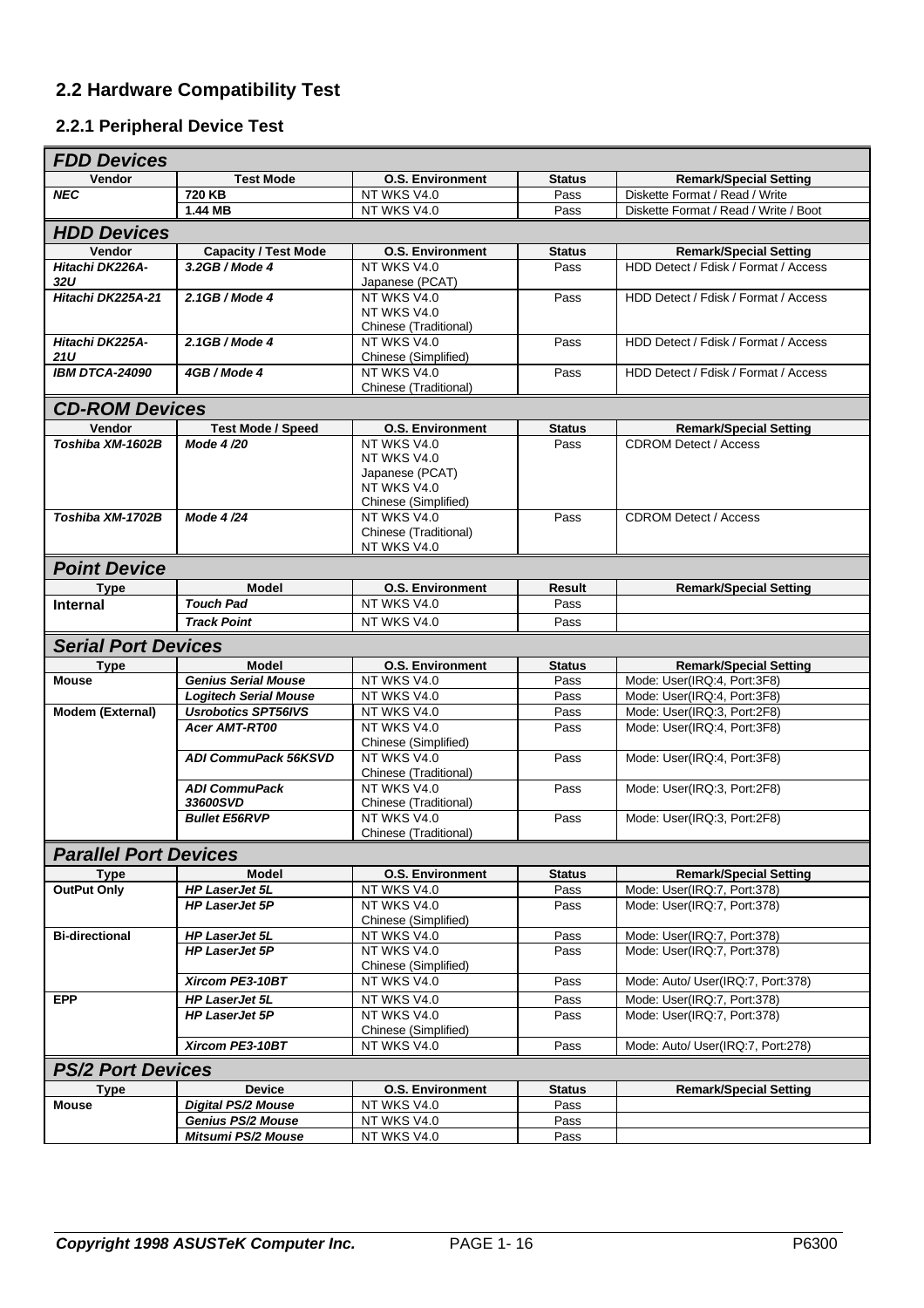## 2.2 Hardware Compatibility Test

### 2.2.1 Peripheral Device Test

**FDD Devices**

| Vendor | Test Mode | O.S. Environment | Status | Remark/Special Setting |
|---|---|---|---|---|
| ***NEC*** | **720 KB** | NT WKS V4.0 | Pass | Diskette Format / Read / Write |
| | **1.44 MB** | NT WKS V4.0 | Pass | Diskette Format / Read / Write / Boot |

**HDD Devices**

| Vendor | Capacity / Test Mode | O.S. Environment | Status | Remark/Special Setting |
|---|---|---|---|---|
| ***Hitachi DK226A-32U*** | ***3.2GB / Mode 4*** | NT WKS V4.0 Japanese (PCAT) | Pass | HDD Detect / Fdisk / Format / Access |
| ***Hitachi DK225A-21*** | ***2.1GB / Mode 4*** | NT WKS V4.0 NT WKS V4.0 Chinese (Traditional) | Pass | HDD Detect / Fdisk / Format / Access |
| ***Hitachi DK225A-21U*** | ***2.1GB / Mode 4*** | NT WKS V4.0 Chinese (Simplified) | Pass | HDD Detect / Fdisk / Format / Access |
| ***IBM DTCA-24090*** | ***4GB / Mode 4*** | NT WKS V4.0 Chinese (Traditional) | Pass | HDD Detect / Fdisk / Format / Access |

**CD-ROM Devices**

| Vendor | Test Mode / Speed | O.S. Environment | Status | Remark/Special Setting |
|---|---|---|---|---|
| ***Toshiba XM-1602B*** | ***Mode 4 /20*** | NT WKS V4.0 NT WKS V4.0 Japanese (PCAT) NT WKS V4.0 Chinese (Simplified) | Pass | CDROM Detect / Access |
| ***Toshiba XM-1702B*** | ***Mode 4 /24*** | NT WKS V4.0 Chinese (Traditional) NT WKS V4.0 | Pass | CDROM Detect / Access |

**Point Device**

| Type | Model | O.S. Environment | Result | Remark/Special Setting |
|---|---|---|---|---|
| **Internal** | ***Touch Pad*** | NT WKS V4.0 | Pass | |
| | ***Track Point*** | NT WKS V4.0 | Pass | |

**Serial Port Devices**

| Type | Model | O.S. Environment | Status | Remark/Special Setting |
|---|---|---|---|---|
| **Mouse** | ***Genius Serial Mouse*** | NT WKS V4.0 | Pass | Mode: User(IRQ:4, Port:3F8) |
| | ***Logitech Serial Mouse*** | NT WKS V4.0 | Pass | Mode: User(IRQ:4, Port:3F8) |
| **Modem (External)** | ***Usrobotics SPT56IVS*** | NT WKS V4.0 | Pass | Mode: User(IRQ:3, Port:2F8) |
| | ***Acer AMT-RT00*** | NT WKS V4.0 Chinese (Simplified) | Pass | Mode: User(IRQ:4, Port:3F8) |
| | ***ADI CommuPack 56KSVD*** | NT WKS V4.0 Chinese (Traditional) | Pass | Mode: User(IRQ:4, Port:3F8) |
| | ***ADI CommuPack 33600SVD*** | NT WKS V4.0 Chinese (Traditional) | Pass | Mode: User(IRQ:3, Port:2F8) |
| | ***Bullet E56RVP*** | NT WKS V4.0 Chinese (Traditional) | Pass | Mode: User(IRQ:3, Port:2F8) |

**Parallel Port Devices**

| Type | Model | O.S. Environment | Status | Remark/Special Setting |
|---|---|---|---|---|
| **OutPut Only** | ***HP LaserJet 5L*** | NT WKS V4.0 | Pass | Mode: User(IRQ:7, Port:378) |
| | ***HP LaserJet 5P*** | NT WKS V4.0 Chinese (Simplified) | Pass | Mode: User(IRQ:7, Port:378) |
| **Bi-directional** | ***HP LaserJet 5L*** | NT WKS V4.0 | Pass | Mode: User(IRQ:7, Port:378) |
| | ***HP LaserJet 5P*** | NT WKS V4.0 Chinese (Simplified) | Pass | Mode: User(IRQ:7, Port:378) |
| | ***Xircom PE3-10BT*** | NT WKS V4.0 | Pass | Mode: Auto/ User(IRQ:7, Port:378) |
| **EPP** | ***HP LaserJet 5L*** | NT WKS V4.0 | Pass | Mode: User(IRQ:7, Port:378) |
| | ***HP LaserJet 5P*** | NT WKS V4.0 Chinese (Simplified) | Pass | Mode: User(IRQ:7, Port:378) |
| | ***Xircom PE3-10BT*** | NT WKS V4.0 | Pass | Mode: Auto/ User(IRQ:7, Port:278) |

**PS/2 Port Devices**

| Type | Device | O.S. Environment | Status | Remark/Special Setting |
|---|---|---|---|---|
| **Mouse** | ***Digital PS/2 Mouse*** | NT WKS V4.0 | Pass | |
| | ***Genius PS/2 Mouse*** | NT WKS V4.0 | Pass | |
| | ***Mitsumi PS/2 Mouse*** | NT WKS V4.0 | Pass | |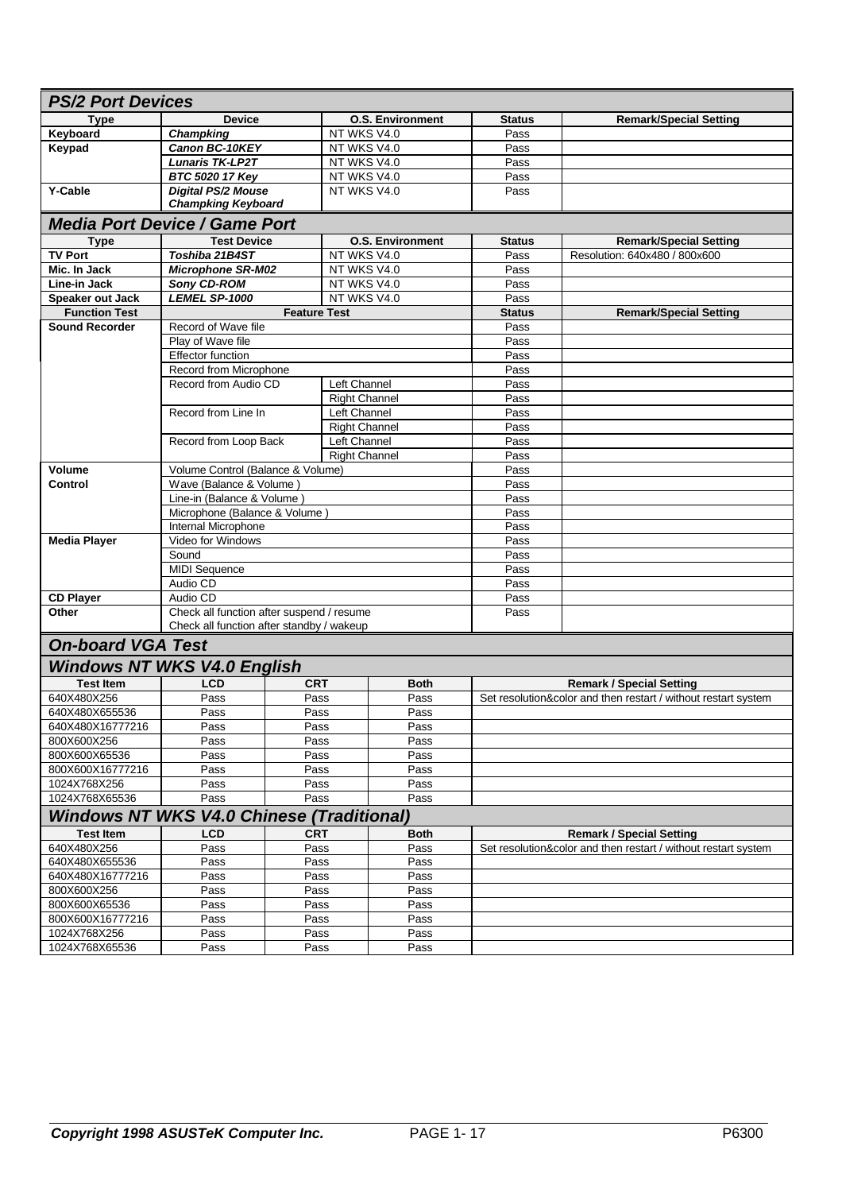## PS/2 Port Devices

| Type | Device | O.S. Environment | Status | Remark/Special Setting |
|---|---|---|---|---|
| **Keyboard** | ***Champking*** | NT WKS V4.0 | Pass | |
| **Keypad** | ***Canon BC-10KEY*** | NT WKS V4.0 | Pass | |
| | ***Lunaris TK-LP2T*** | NT WKS V4.0 | Pass | |
| | ***BTC 5020 17 Key*** | NT WKS V4.0 | Pass | |
| **Y-Cable** | ***Digital PS/2 Mouse Champking Keyboard*** | NT WKS V4.0 | Pass | |

## Media Port Device / Game Port

| Type | Test Device | O.S. Environment | Status | Remark/Special Setting |
|---|---|---|---|---|
| **TV Port** | ***Toshiba 21B4ST*** | NT WKS V4.0 | Pass | Resolution: 640x480 / 800x600 |
| **Mic. In Jack** | ***Microphone SR-M02*** | NT WKS V4.0 | Pass | |
| **Line-in Jack** | ***Sony CD-ROM*** | NT WKS V4.0 | Pass | |
| **Speaker out Jack** | ***LEMEL SP-1000*** | NT WKS V4.0 | Pass | |

| Function Test | Feature Test | | Status | Remark/Special Setting |
|---|---|---|---|---|
| **Sound Recorder** | Record of Wave file | | Pass | |
| | Play of Wave file | | Pass | |
| | Effector function | | Pass | |
| | Record from Microphone | | Pass | |
| | Record from Audio CD | Left Channel | Pass | |
| | | Right Channel | Pass | |
| | Record from Line In | Left Channel | Pass | |
| | | Right Channel | Pass | |
| | Record from Loop Back | Left Channel | Pass | |
| | | Right Channel | Pass | |
| **Volume Control** | Volume Control (Balance & Volume) | | Pass | |
| | Wave (Balance & Volume ) | | Pass | |
| | Line-in (Balance & Volume ) | | Pass | |
| | Microphone (Balance & Volume ) | | Pass | |
| | Internal Microphone | | Pass | |
| **Media Player** | Video for Windows | | Pass | |
| | Sound | | Pass | |
| | MIDI Sequence | | Pass | |
| | Audio CD | | Pass | |
| **CD Player** | Audio CD | | Pass | |
| **Other** | Check all function after suspend / resume<br>Check all function after standby / wakeup | | Pass | |

## On-board VGA Test

### Windows NT WKS V4.0 English

| Test Item | LCD | CRT | Both | Remark / Special Setting |
|---|---|---|---|---|
| 640X480X256 | Pass | Pass | Pass | Set resolution&color and then restart / without restart system |
| 640X480X655536 | Pass | Pass | Pass | |
| 640X480X16777216 | Pass | Pass | Pass | |
| 800X600X256 | Pass | Pass | Pass | |
| 800X600X65536 | Pass | Pass | Pass | |
| 800X600X16777216 | Pass | Pass | Pass | |
| 1024X768X256 | Pass | Pass | Pass | |
| 1024X768X65536 | Pass | Pass | Pass | |

### Windows NT WKS V4.0 Chinese (Traditional)

| Test Item | LCD | CRT | Both | Remark / Special Setting |
|---|---|---|---|---|
| 640X480X256 | Pass | Pass | Pass | Set resolution&color and then restart / without restart system |
| 640X480X655536 | Pass | Pass | Pass | |
| 640X480X16777216 | Pass | Pass | Pass | |
| 800X600X256 | Pass | Pass | Pass | |
| 800X600X65536 | Pass | Pass | Pass | |
| 800X600X16777216 | Pass | Pass | Pass | |
| 1024X768X256 | Pass | Pass | Pass | |
| 1024X768X65536 | Pass | Pass | Pass | |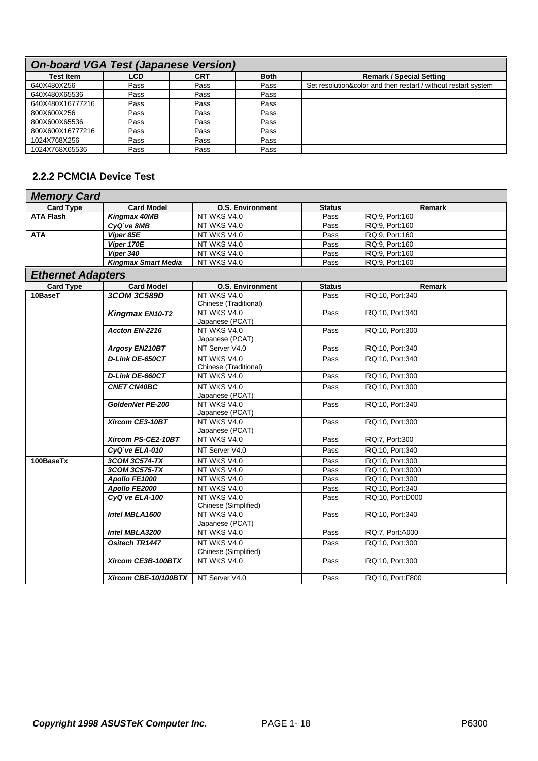| *On-board VGA Test (Japanese Version)* | | | | |
|---|---|---|---|---|
| **Test Item** | **LCD** | **CRT** | **Both** | **Remark / Special Setting** |
| 640X480X256 | Pass | Pass | Pass | Set resolution&color and then restart / without restart system |
| 640X480X65536 | Pass | Pass | Pass | |
| 640X480X16777216 | Pass | Pass | Pass | |
| 800X600X256 | Pass | Pass | Pass | |
| 800X600X65536 | Pass | Pass | Pass | |
| 800X600X16777216 | Pass | Pass | Pass | |
| 1024X768X256 | Pass | Pass | Pass | |
| 1024X768X65536 | Pass | Pass | Pass | |

### 2.2.2 PCMCIA Device Test

| *Memory Card* | | | | |
|---|---|---|---|---|
| **Card Type** | **Card Model** | **O.S. Environment** | **Status** | **Remark** |
| **ATA Flash** | ***Kingmax 40MB*** | NT WKS V4.0 | Pass | IRQ:9, Port:160 |
| | ***CyQ've 8MB*** | NT WKS V4.0 | Pass | IRQ:9, Port:160 |
| **ATA** | ***Viper 85E*** | NT WKS V4.0 | Pass | IRQ:9, Port:160 |
| | ***Viper 170E*** | NT WKS V4.0 | Pass | IRQ:9, Port:160 |
| | ***Viper 340*** | NT WKS V4.0 | Pass | IRQ:9, Port:160 |
| | ***Kingmax Smart Media*** | NT WKS V4.0 | Pass | IRQ:9, Port:160 |

| *Ethernet Adapters* | | | | |
|---|---|---|---|---|
| **Card Type** | **Card Model** | **O.S. Environment** | **Status** | **Remark** |
| **10BaseT** | ***3COM 3C589D*** | NT WKS V4.0 Chinese (Traditional) | Pass | IRQ:10, Port:340 |
| | ***Kingmax EN10-T2*** | NT WKS V4.0 Japanese (PCAT) | Pass | IRQ:10, Port:340 |
| | ***Accton EN-2216*** | NT WKS V4.0 Japanese (PCAT) | Pass | IRQ:10, Port:300 |
| | ***Argosy EN210BT*** | NT Server V4.0 | Pass | IRQ:10, Port:340 |
| | ***D-Link DE-650CT*** | NT WKS V4.0 Chinese (Traditional) | Pass | IRQ:10, Port:340 |
| | ***D-Link DE-660CT*** | NT WKS V4.0 | Pass | IRQ:10, Port:300 |
| | ***CNET CN40BC*** | NT WKS V4.0 Japanese (PCAT) | Pass | IRQ:10, Port:300 |
| | ***GoldenNet PE-200*** | NT WKS V4.0 Japanese (PCAT) | Pass | IRQ:10, Port:340 |
| | ***Xircom CE3-10BT*** | NT WKS V4.0 Japanese (PCAT) | Pass | IRQ:10, Port:300 |
| | ***Xircom PS-CE2-10BT*** | NT WKS V4.0 | Pass | IRQ:7, Port:300 |
| | ***CyQ've ELA-010*** | NT Server V4.0 | Pass | IRQ:10, Port:340 |
| **100BaseTx** | ***3COM 3C574-TX*** | NT WKS V4.0 | Pass | IRQ:10, Port:300 |
| | ***3COM 3C575-TX*** | NT WKS V4.0 | Pass | IRQ:10, Port:3000 |
| | ***Apollo FE1000*** | NT WKS V4.0 | Pass | IRQ:10, Port:300 |
| | ***Apollo FE2000*** | NT WKS V4.0 | Pass | IRQ:10, Port:340 |
| | ***CyQ've ELA-100*** | NT WKS V4.0 Chinese (Simplified) | Pass | IRQ:10, Port:D000 |
| | ***Intel MBLA1600*** | NT WKS V4.0 Japanese (PCAT) | Pass | IRQ:10, Port:340 |
| | ***Intel MBLA3200*** | NT WKS V4.0 | Pass | IRQ:7, Port:A000 |
| | ***Ositech TR1447*** | NT WKS V4.0 Chinese (Simplified) | Pass | IRQ:10, Port:300 |
| | ***Xircom CE3B-100BTX*** | NT WKS V4.0 | Pass | IRQ:10, Port:300 |
| | ***Xircom CBE-10/100BTX*** | NT Server V4.0 | Pass | IRQ:10, Port:F800 |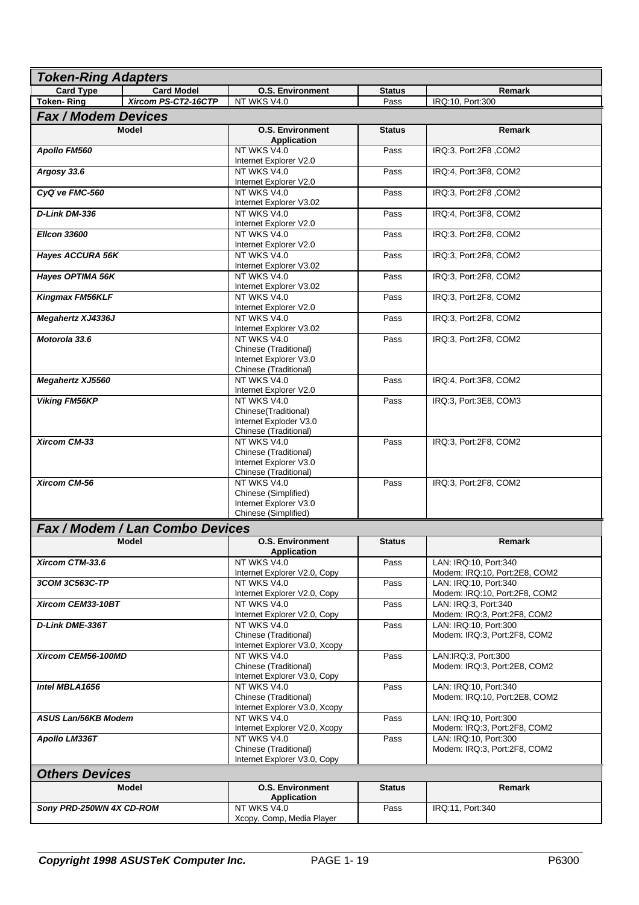## Token-Ring Adapters

| Card Type | Card Model | O.S. Environment | Status | Remark |
|---|---|---|---|---|
| **Token- Ring** | ***Xircom PS-CT2-16CTP*** | NT WKS V4.0 | Pass | IRQ:10, Port:300 |

## Fax / Modem Devices

| Model | O.S. Environment Application | Status | Remark |
|---|---|---|---|
| ***Apollo FM560*** | NT WKS V4.0<br>Internet Explorer V2.0 | Pass | IRQ:3, Port:2F8 ,COM2 |
| ***Argosy 33.6*** | NT WKS V4.0<br>Internet Explorer V2.0 | Pass | IRQ:4, Port:3F8, COM2 |
| ***CyQ've FMC-560*** | NT WKS V4.0<br>Internet Explorer V3.02 | Pass | IRQ:3, Port:2F8 ,COM2 |
| ***D-Link DM-336*** | NT WKS V4.0<br>Internet Explorer V2.0 | Pass | IRQ:4, Port:3F8, COM2 |
| ***Ellcon 33600*** | NT WKS V4.0<br>Internet Explorer V2.0 | Pass | IRQ:3, Port:2F8, COM2 |
| ***Hayes ACCURA 56K*** | NT WKS V4.0<br>Internet Explorer V3.02 | Pass | IRQ:3, Port:2F8, COM2 |
| ***Hayes OPTIMA 56K*** | NT WKS V4.0<br>Internet Explorer V3.02 | Pass | IRQ:3, Port:2F8, COM2 |
| ***Kingmax FM56KLF*** | NT WKS V4.0<br>Internet Explorer V2.0 | Pass | IRQ:3, Port:2F8, COM2 |
| ***Megahertz XJ4336J*** | NT WKS V4.0<br>Internet Explorer V3.02 | Pass | IRQ:3, Port:2F8, COM2 |
| ***Motorola 33.6*** | NT WKS V4.0<br>Chinese (Traditional)<br>Internet Explorer V3.0<br>Chinese (Traditional) | Pass | IRQ:3, Port:2F8, COM2 |
| ***Megahertz XJ5560*** | NT WKS V4.0<br>Internet Explorer V2.0 | Pass | IRQ:4, Port:3F8, COM2 |
| ***Viking FM56KP*** | NT WKS V4.0<br>Chinese(Traditional)<br>Internet Exploder V3.0<br>Chinese (Traditional) | Pass | IRQ:3, Port:3E8, COM3 |
| ***Xircom CM-33*** | NT WKS V4.0<br>Chinese (Traditional)<br>Internet Explorer V3.0<br>Chinese (Traditional) | Pass | IRQ:3, Port:2F8, COM2 |
| ***Xircom CM-56*** | NT WKS V4.0<br>Chinese (Simplified)<br>Internet Explorer V3.0<br>Chinese (Simplified) | Pass | IRQ:3, Port:2F8, COM2 |

## Fax / Modem / Lan Combo Devices

| Model | O.S. Environment Application | Status | Remark |
|---|---|---|---|
| ***Xircom CTM-33.6*** | NT WKS V4.0<br>Internet Explorer V2.0, Copy | Pass | LAN: IRQ:10, Port:340<br>Modem: IRQ:10, Port:2E8, COM2 |
| ***3COM 3C563C-TP*** | NT WKS V4.0<br>Internet Explorer V2.0, Copy | Pass | LAN: IRQ:10, Port:340<br>Modem: IRQ:10, Port:2F8, COM2 |
| ***Xircom CEM33-10BT*** | NT WKS V4.0<br>Internet Explorer V2.0, Copy | Pass | LAN: IRQ:3, Port:340<br>Modem: IRQ:3, Port:2F8, COM2 |
| ***D-Link DME-336T*** | NT WKS V4.0<br>Chinese (Traditional)<br>Internet Explorer V3.0, Xcopy | Pass | LAN: IRQ:10, Port:300<br>Modem: IRQ:3, Port:2F8, COM2 |
| ***Xircom CEM56-100MD*** | NT WKS V4.0<br>Chinese (Traditional)<br>Internet Explorer V3.0, Copy | Pass | LAN:IRQ:3, Port:300<br>Modem: IRQ:3, Port:2E8, COM2 |
| ***Intel MBLA1656*** | NT WKS V4.0<br>Chinese (Traditional)<br>Internet Explorer V3.0, Xcopy | Pass | LAN: IRQ:10, Port:340<br>Modem: IRQ:10, Port:2E8, COM2 |
| ***ASUS Lan/56KB Modem*** | NT WKS V4.0<br>Internet Explorer V2.0, Xcopy | Pass | LAN: IRQ:10, Port:300<br>Modem: IRQ:3, Port:2F8, COM2 |
| ***Apollo LM336T*** | NT WKS V4.0<br>Chinese (Traditional)<br>Internet Explorer V3.0, Copy | Pass | LAN: IRQ:10, Port:300<br>Modem: IRQ:3, Port:2F8, COM2 |

## Others Devices

| Model | O.S. Environment Application | Status | Remark |
|---|---|---|---|
| ***Sony PRD-250WN 4X CD-ROM*** | NT WKS V4.0<br>Xcopy, Comp, Media Player | Pass | IRQ:11, Port:340 |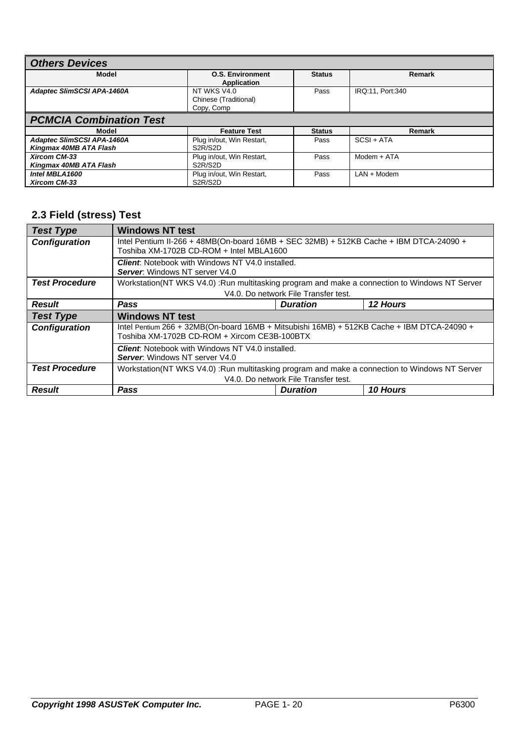| ***Others Devices*** | | | |
|---|---|---|---|
| **Model** | **O.S. Environment Application** | **Status** | **Remark** |
| ***Adaptec SlimSCSI APA-1460A*** | NT WKS V4.0<br>Chinese (Traditional)<br>Copy, Comp | Pass | IRQ:11, Port:340 |

| ***PCMCIA Combination Test*** | | | |
|---|---|---|---|
| **Model** | **Feature Test** | **Status** | **Remark** |
| ***Adaptec SlimSCSI APA-1460A***<br>***Kingmax 40MB ATA Flash*** | Plug in/out, Win Restart, S2R/S2D | Pass | SCSI + ATA |
| ***Xircom CM-33***<br>***Kingmax 40MB ATA Flash*** | Plug in/out, Win Restart, S2R/S2D | Pass | Modem + ATA |
| ***Intel MBLA1600***<br>***Xircom CM-33*** | Plug in/out, Win Restart, S2R/S2D | Pass | LAN + Modem |

### 2.3 Field (stress) Test

| ***Test Type*** | **Windows NT test** | | |
|---|---|---|---|
| ***Configuration*** | Intel Pentium II-266 + 48MB(On-board 16MB + SEC 32MB) + 512KB Cache + IBM DTCA-24090 + Toshiba XM-1702B CD-ROM + Intel MBLA1600 | | |
| | ***Client***: Notebook with Windows NT V4.0 installed.<br>***Server***: Windows NT server V4.0 | | |
| ***Test Procedure*** | Workstation(NT WKS V4.0) :Run multitasking program and make a connection to Windows NT Server V4.0. Do network File Transfer test. | | |
| ***Result*** | ***Pass*** | ***Duration*** | ***12 Hours*** |
| ***Test Type*** | **Windows NT test** | | |
| ***Configuration*** | Intel Pentium 266 + 32MB(On-board 16MB + Mitsubishi 16MB) + 512KB Cache + IBM DTCA-24090 + Toshiba XM-1702B CD-ROM + Xircom CE3B-100BTX | | |
| | ***Client***: Notebook with Windows NT V4.0 installed.<br>***Server***: Windows NT server V4.0 | | |
| ***Test Procedure*** | Workstation(NT WKS V4.0) :Run multitasking program and make a connection to Windows NT Server V4.0. Do network File Transfer test. | | |
| ***Result*** | ***Pass*** | ***Duration*** | ***10 Hours*** |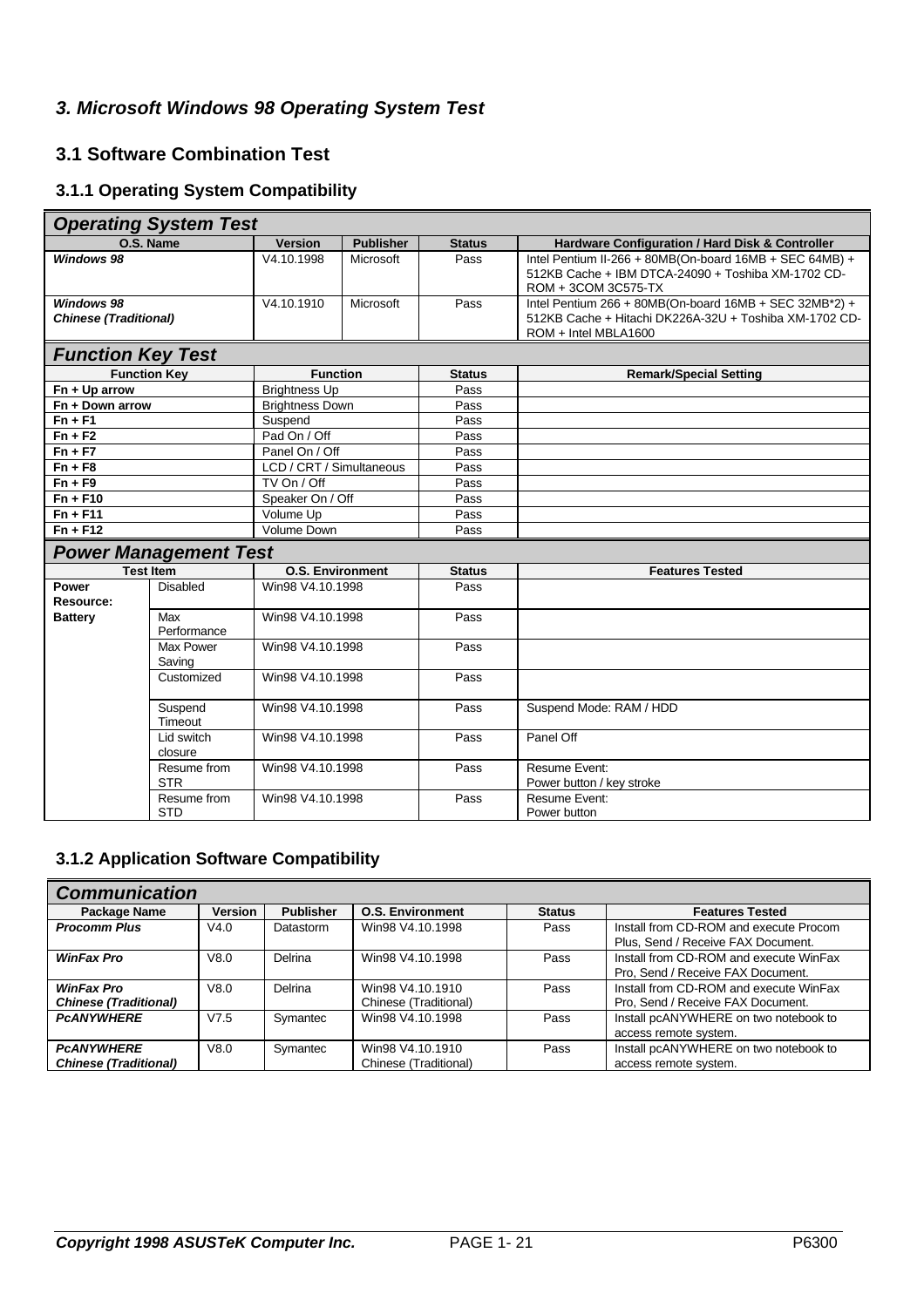### *3. Microsoft Windows 98 Operating System Test*

### 3.1 Software Combination Test

#### 3.1.1 Operating System Compatibility

| ***Operating System Test*** | | | | |
|---|---|---|---|---|
| **O.S. Name** | **Version** | **Publisher** | **Status** | **Hardware Configuration / Hard Disk & Controller** |
| ***Windows 98*** | V4.10.1998 | Microsoft | Pass | Intel Pentium II-266 + 80MB(On-board 16MB + SEC 64MB) + 512KB Cache + IBM DTCA-24090 + Toshiba XM-1702 CD-ROM + 3COM 3C575-TX |
| ***Windows 98 Chinese (Traditional)*** | V4.10.1910 | Microsoft | Pass | Intel Pentium 266 + 80MB(On-board 16MB + SEC 32MB*2) + 512KB Cache + Hitachi DK226A-32U + Toshiba XM-1702 CD-ROM + Intel MBLA1600 |

| ***Function Key Test*** | | | |
|---|---|---|---|
| **Function Key** | **Function** | **Status** | **Remark/Special Setting** |
| **Fn + Up arrow** | Brightness Up | Pass | |
| **Fn + Down arrow** | Brightness Down | Pass | |
| **Fn + F1** | Suspend | Pass | |
| **Fn + F2** | Pad On / Off | Pass | |
| **Fn + F7** | Panel On / Off | Pass | |
| **Fn + F8** | LCD / CRT / Simultaneous | Pass | |
| **Fn + F9** | TV On / Off | Pass | |
| **Fn + F10** | Speaker On / Off | Pass | |
| **Fn + F11** | Volume Up | Pass | |
| **Fn + F12** | Volume Down | Pass | |

| ***Power Management Test*** | | | | |
|---|---|---|---|---|
| **Test Item** | | **O.S. Environment** | **Status** | **Features Tested** |
| **Power Resource:** | Disabled | Win98 V4.10.1998 | Pass | |
| **Battery** | Max Performance | Win98 V4.10.1998 | Pass | |
| | Max Power Saving | Win98 V4.10.1998 | Pass | |
| | Customized | Win98 V4.10.1998 | Pass | |
| | Suspend Timeout | Win98 V4.10.1998 | Pass | Suspend Mode: RAM / HDD |
| | Lid switch closure | Win98 V4.10.1998 | Pass | Panel Off |
| | Resume from STR | Win98 V4.10.1998 | Pass | Resume Event: Power button / key stroke |
| | Resume from STD | Win98 V4.10.1998 | Pass | Resume Event: Power button |

#### 3.1.2 Application Software Compatibility

| ***Communication*** | | | | | |
|---|---|---|---|---|---|
| **Package Name** | **Version** | **Publisher** | **O.S. Environment** | **Status** | **Features Tested** |
| ***Procomm Plus*** | V4.0 | Datastorm | Win98 V4.10.1998 | Pass | Install from CD-ROM and execute Procom Plus, Send / Receive FAX Document. |
| ***WinFax Pro*** | V8.0 | Delrina | Win98 V4.10.1998 | Pass | Install from CD-ROM and execute WinFax Pro, Send / Receive FAX Document. |
| ***WinFax Pro Chinese (Traditional)*** | V8.0 | Delrina | Win98 V4.10.1910 Chinese (Traditional) | Pass | Install from CD-ROM and execute WinFax Pro, Send / Receive FAX Document. |
| ***PcANYWHERE*** | V7.5 | Symantec | Win98 V4.10.1998 | Pass | Install pcANYWHERE on two notebook to access remote system. |
| ***PcANYWHERE Chinese (Traditional)*** | V8.0 | Symantec | Win98 V4.10.1910 Chinese (Traditional) | Pass | Install pcANYWHERE on two notebook to access remote system. |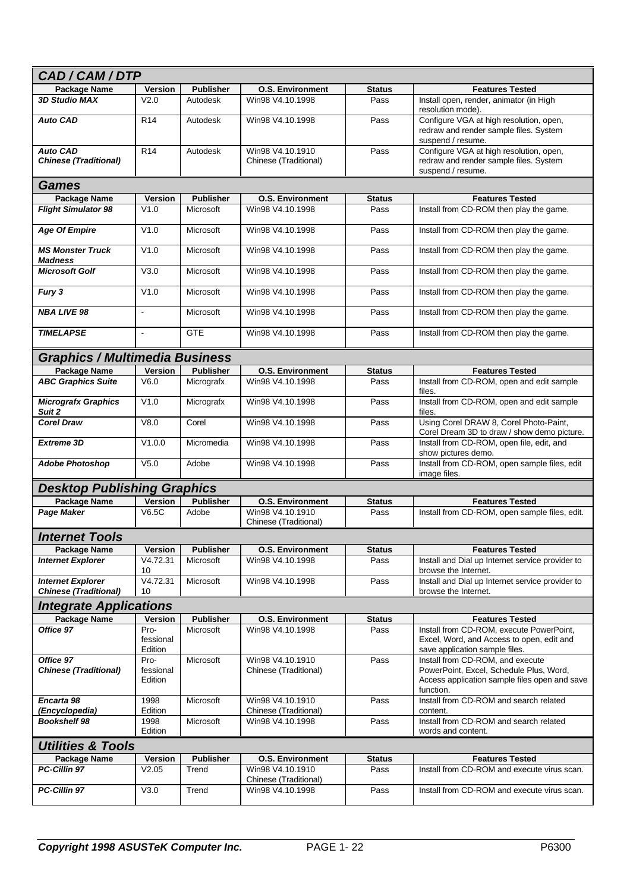## CAD / CAM / DTP

| Package Name | Version | Publisher | O.S. Environment | Status | Features Tested |
|---|---|---|---|---|---|
| ***3D Studio MAX*** | V2.0 | Autodesk | Win98 V4.10.1998 | Pass | Install open, render, animator (in High resolution mode). |
| ***Auto CAD*** | R14 | Autodesk | Win98 V4.10.1998 | Pass | Configure VGA at high resolution, open, redraw and render sample files. System suspend / resume. |
| ***Auto CAD Chinese (Traditional)*** | R14 | Autodesk | Win98 V4.10.1910 Chinese (Traditional) | Pass | Configure VGA at high resolution, open, redraw and render sample files. System suspend / resume. |

## Games

| Package Name | Version | Publisher | O.S. Environment | Status | Features Tested |
|---|---|---|---|---|---|
| ***Flight Simulator 98*** | V1.0 | Microsoft | Win98 V4.10.1998 | Pass | Install from CD-ROM then play the game. |
| ***Age Of Empire*** | V1.0 | Microsoft | Win98 V4.10.1998 | Pass | Install from CD-ROM then play the game. |
| ***MS Monster Truck Madness*** | V1.0 | Microsoft | Win98 V4.10.1998 | Pass | Install from CD-ROM then play the game. |
| ***Microsoft Golf*** | V3.0 | Microsoft | Win98 V4.10.1998 | Pass | Install from CD-ROM then play the game. |
| ***Fury 3*** | V1.0 | Microsoft | Win98 V4.10.1998 | Pass | Install from CD-ROM then play the game. |
| ***NBA LIVE 98*** | - | Microsoft | Win98 V4.10.1998 | Pass | Install from CD-ROM then play the game. |
| ***TIMELAPSE*** | - | GTE | Win98 V4.10.1998 | Pass | Install from CD-ROM then play the game. |

## Graphics / Multimedia Business

| Package Name | Version | Publisher | O.S. Environment | Status | Features Tested |
|---|---|---|---|---|---|
| ***ABC Graphics Suite*** | V6.0 | Micrografx | Win98 V4.10.1998 | Pass | Install from CD-ROM, open and edit sample files. |
| ***Micrografx Graphics Suit 2*** | V1.0 | Micrografx | Win98 V4.10.1998 | Pass | Install from CD-ROM, open and edit sample files. |
| ***Corel Draw*** | V8.0 | Corel | Win98 V4.10.1998 | Pass | Using Corel DRAW 8, Corel Photo-Paint, Corel Dream 3D to draw / show demo picture. |
| ***Extreme 3D*** | V1.0.0 | Micromedia | Win98 V4.10.1998 | Pass | Install from CD-ROM, open file, edit, and show pictures demo. |
| ***Adobe Photoshop*** | V5.0 | Adobe | Win98 V4.10.1998 | Pass | Install from CD-ROM, open sample files, edit image files. |

## Desktop Publishing Graphics

| Package Name | Version | Publisher | O.S. Environment | Status | Features Tested |
|---|---|---|---|---|---|
| ***Page Maker*** | V6.5C | Adobe | Win98 V4.10.1910 Chinese (Traditional) | Pass | Install from CD-ROM, open sample files, edit. |

## Internet Tools

| Package Name | Version | Publisher | O.S. Environment | Status | Features Tested |
|---|---|---|---|---|---|
| ***Internet Explorer*** | V4.72.3110 | Microsoft | Win98 V4.10.1998 | Pass | Install and Dial up Internet service provider to browse the Internet. |
| ***Internet Explorer Chinese (Traditional)*** | V4.72.3110 | Microsoft | Win98 V4.10.1998 | Pass | Install and Dial up Internet service provider to browse the Internet. |

## Integrate Applications

| Package Name | Version | Publisher | O.S. Environment | Status | Features Tested |
|---|---|---|---|---|---|
| ***Office 97*** | Professional Edition | Microsoft | Win98 V4.10.1998 | Pass | Install from CD-ROM, execute PowerPoint, Excel, Word, and Access to open, edit and save application sample files. |
| ***Office 97 Chinese (Traditional)*** | Professional Edition | Microsoft | Win98 V4.10.1910 Chinese (Traditional) | Pass | Install from CD-ROM, and execute PowerPoint, Excel, Schedule Plus, Word, Access application sample files open and save function. |
| ***Encarta 98 (Encyclopedia)*** | 1998 Edition | Microsoft | Win98 V4.10.1910 Chinese (Traditional) | Pass | Install from CD-ROM and search related content. |
| ***Bookshelf 98*** | 1998 Edition | Microsoft | Win98 V4.10.1998 | Pass | Install from CD-ROM and search related words and content. |

## Utilities & Tools

| Package Name | Version | Publisher | O.S. Environment | Status | Features Tested |
|---|---|---|---|---|---|
| ***PC-Cillin 97*** | V2.05 | Trend | Win98 V4.10.1910 Chinese (Traditional) | Pass | Install from CD-ROM and execute virus scan. |
| ***PC-Cillin 97*** | V3.0 | Trend | Win98 V4.10.1998 | Pass | Install from CD-ROM and execute virus scan. |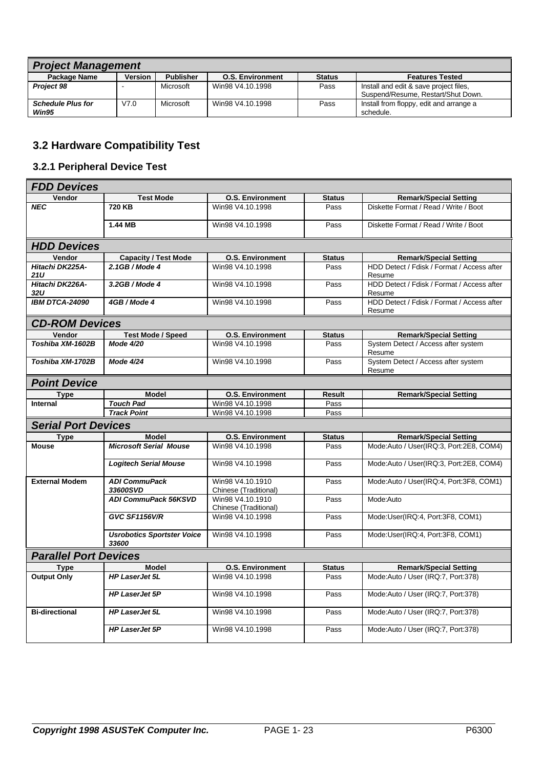| ***Project Management*** | | | | | |
|---|---|---|---|---|---|
| **Package Name** | **Version** | **Publisher** | **O.S. Environment** | **Status** | **Features Tested** |
| ***Project 98*** | - | Microsoft | Win98 V4.10.1998 | Pass | Install and edit & save project files, Suspend/Resume, Restart/Shut Down. |
| ***Schedule Plus for Win95*** | V7.0 | Microsoft | Win98 V4.10.1998 | Pass | Install from floppy, edit and arrange a schedule. |

## 3.2 Hardware Compatibility Test

### 3.2.1 Peripheral Device Test

| ***FDD Devices*** | | | | |
|---|---|---|---|---|
| **Vendor** | **Test Mode** | **O.S. Environment** | **Status** | **Remark/Special Setting** |
| ***NEC*** | **720 KB** | Win98 V4.10.1998 | Pass | Diskette Format / Read / Write / Boot |
| | **1.44 MB** | Win98 V4.10.1998 | Pass | Diskette Format / Read / Write / Boot |

| ***HDD Devices*** | | | | |
|---|---|---|---|---|
| **Vendor** | **Capacity / Test Mode** | **O.S. Environment** | **Status** | **Remark/Special Setting** |
| ***Hitachi DK225A-21U*** | ***2.1GB / Mode 4*** | Win98 V4.10.1998 | Pass | HDD Detect / Fdisk / Format / Access after Resume |
| ***Hitachi DK226A-32U*** | ***3.2GB / Mode 4*** | Win98 V4.10.1998 | Pass | HDD Detect / Fdisk / Format / Access after Resume |
| ***IBM DTCA-24090*** | ***4GB / Mode 4*** | Win98 V4.10.1998 | Pass | HDD Detect / Fdisk / Format / Access after Resume |

| ***CD-ROM Devices*** | | | | |
|---|---|---|---|---|
| **Vendor** | **Test Mode / Speed** | **O.S. Environment** | **Status** | **Remark/Special Setting** |
| ***Toshiba XM-1602B*** | ***Mode 4/20*** | Win98 V4.10.1998 | Pass | System Detect / Access after system Resume |
| ***Toshiba XM-1702B*** | ***Mode 4/24*** | Win98 V4.10.1998 | Pass | System Detect / Access after system Resume |

| ***Point Device*** | | | | |
|---|---|---|---|---|
| **Type** | **Model** | **O.S. Environment** | **Result** | **Remark/Special Setting** |
| **Internal** | ***Touch Pad*** | Win98 V4.10.1998 | Pass | |
| | ***Track Point*** | Win98 V4.10.1998 | Pass | |

| ***Serial Port Devices*** | | | | |
|---|---|---|---|---|
| **Type** | **Model** | **O.S. Environment** | **Status** | **Remark/Special Setting** |
| **Mouse** | ***Microsoft Serial Mouse*** | Win98 V4.10.1998 | Pass | Mode:Auto / User(IRQ:3, Port:2E8, COM4) |
| | ***Logitech Serial Mouse*** | Win98 V4.10.1998 | Pass | Mode:Auto / User(IRQ:3, Port:2E8, COM4) |
| **External Modem** | ***ADI CommuPack 33600SVD*** | Win98 V4.10.1910 Chinese (Traditional) | Pass | Mode:Auto / User(IRQ:4, Port:3F8, COM1) |
| | ***ADI CommuPack 56KSVD*** | Win98 V4.10.1910 Chinese (Traditional) | Pass | Mode:Auto |
| | ***GVC SF1156V/R*** | Win98 V4.10.1998 | Pass | Mode:User(IRQ:4, Port:3F8, COM1) |
| | ***Usrobotics Sportster Voice 33600*** | Win98 V4.10.1998 | Pass | Mode:User(IRQ:4, Port:3F8, COM1) |

| ***Parallel Port Devices*** | | | | |
|---|---|---|---|---|
| **Type** | **Model** | **O.S. Environment** | **Status** | **Remark/Special Setting** |
| **Output Only** | ***HP LaserJet 5L*** | Win98 V4.10.1998 | Pass | Mode:Auto / User (IRQ:7, Port:378) |
| | ***HP LaserJet 5P*** | Win98 V4.10.1998 | Pass | Mode:Auto / User (IRQ:7, Port:378) |
| **Bi-directional** | ***HP LaserJet 5L*** | Win98 V4.10.1998 | Pass | Mode:Auto / User (IRQ:7, Port:378) |
| | ***HP LaserJet 5P*** | Win98 V4.10.1998 | Pass | Mode:Auto / User (IRQ:7, Port:378) |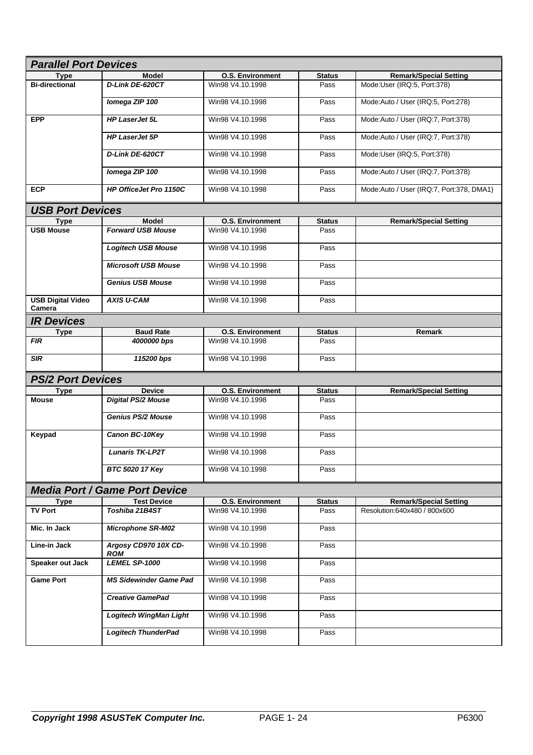## Parallel Port Devices

| Type | Model | O.S. Environment | Status | Remark/Special Setting |
|---|---|---|---|---|
| **Bi-directional** | ***D-Link DE-620CT*** | Win98 V4.10.1998 | Pass | Mode:User (IRQ:5, Port:378) |
| | ***Iomega ZIP 100*** | Win98 V4.10.1998 | Pass | Mode:Auto / User (IRQ:5, Port:278) |
| **EPP** | ***HP LaserJet 5L*** | Win98 V4.10.1998 | Pass | Mode:Auto / User (IRQ:7, Port:378) |
| | ***HP LaserJet 5P*** | Win98 V4.10.1998 | Pass | Mode:Auto / User (IRQ:7, Port:378) |
| | ***D-Link DE-620CT*** | Win98 V4.10.1998 | Pass | Mode:User (IRQ:5, Port:378) |
| | ***Iomega ZIP 100*** | Win98 V4.10.1998 | Pass | Mode:Auto / User (IRQ:7, Port:378) |
| **ECP** | ***HP OfficeJet Pro 1150C*** | Win98 V4.10.1998 | Pass | Mode:Auto / User (IRQ:7, Port:378, DMA1) |

## USB Port Devices

| Type | Model | O.S. Environment | Status | Remark/Special Setting |
|---|---|---|---|---|
| **USB Mouse** | ***Forward USB Mouse*** | Win98 V4.10.1998 | Pass | |
| | ***Logitech USB Mouse*** | Win98 V4.10.1998 | Pass | |
| | ***Microsoft USB Mouse*** | Win98 V4.10.1998 | Pass | |
| | ***Genius USB Mouse*** | Win98 V4.10.1998 | Pass | |
| **USB Digital Video Camera** | ***AXIS U-CAM*** | Win98 V4.10.1998 | Pass | |

## IR Devices

| Type | Baud Rate | O.S. Environment | Status | Remark |
|---|---|---|---|---|
| ***FIR*** | ***4000000 bps*** | Win98 V4.10.1998 | Pass | |
| ***SIR*** | ***115200 bps*** | Win98 V4.10.1998 | Pass | |

## PS/2 Port Devices

| Type | Device | O.S. Environment | Status | Remark/Special Setting |
|---|---|---|---|---|
| **Mouse** | ***Digital PS/2 Mouse*** | Win98 V4.10.1998 | Pass | |
| | ***Genius PS/2 Mouse*** | Win98 V4.10.1998 | Pass | |
| **Keypad** | ***Canon BC-10Key*** | Win98 V4.10.1998 | Pass | |
| | ***Lunaris TK-LP2T*** | Win98 V4.10.1998 | Pass | |
| | ***BTC 5020 17 Key*** | Win98 V4.10.1998 | Pass | |

## Media Port / Game Port Device

| Type | Test Device | O.S. Environment | Status | Remark/Special Setting |
|---|---|---|---|---|
| **TV Port** | ***Toshiba 21B4ST*** | Win98 V4.10.1998 | Pass | Resolution:640x480 / 800x600 |
| **Mic. In Jack** | ***Microphone SR-M02*** | Win98 V4.10.1998 | Pass | |
| **Line-in Jack** | ***Argosy CD970 10X CD-ROM*** | Win98 V4.10.1998 | Pass | |
| **Speaker out Jack** | ***LEMEL SP-1000*** | Win98 V4.10.1998 | Pass | |
| **Game Port** | ***MS Sidewinder Game Pad*** | Win98 V4.10.1998 | Pass | |
| | ***Creative GamePad*** | Win98 V4.10.1998 | Pass | |
| | ***Logitech WingMan Light*** | Win98 V4.10.1998 | Pass | |
| | ***Logitech ThunderPad*** | Win98 V4.10.1998 | Pass | |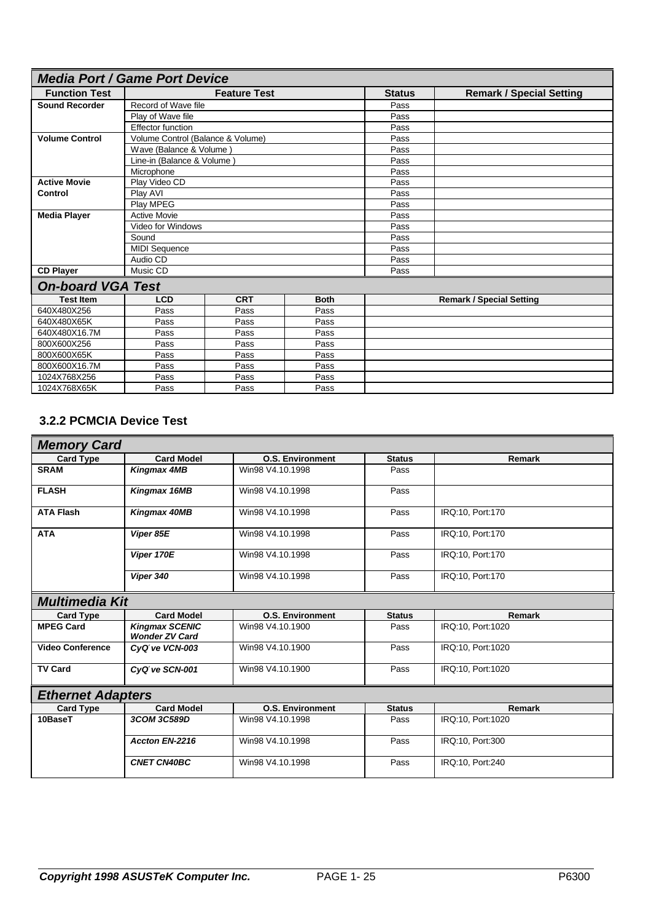| ***Media Port / Game Port Device*** | | | |
|---|---|---|---|
| **Function Test** | **Feature Test** | **Status** | **Remark / Special Setting** |
| **Sound Recorder** | Record of Wave file | Pass | |
| | Play of Wave file | Pass | |
| | Effector function | Pass | |
| **Volume Control** | Volume Control (Balance & Volume) | Pass | |
| | Wave (Balance & Volume ) | Pass | |
| | Line-in (Balance & Volume ) | Pass | |
| | Microphone | Pass | |
| **Active Movie Control** | Play Video CD | Pass | |
| | Play AVI | Pass | |
| | Play MPEG | Pass | |
| **Media Player** | Active Movie | Pass | |
| | Video for Windows | Pass | |
| | Sound | Pass | |
| | MIDI Sequence | Pass | |
| | Audio CD | Pass | |
| **CD Player** | Music CD | Pass | |

| ***On-board VGA Test*** | | | | |
|---|---|---|---|---|
| **Test Item** | **LCD** | **CRT** | **Both** | **Remark / Special Setting** |
| 640X480X256 | Pass | Pass | Pass | |
| 640X480X65K | Pass | Pass | Pass | |
| 640X480X16.7M | Pass | Pass | Pass | |
| 800X600X256 | Pass | Pass | Pass | |
| 800X600X65K | Pass | Pass | Pass | |
| 800X600X16.7M | Pass | Pass | Pass | |
| 1024X768X256 | Pass | Pass | Pass | |
| 1024X768X65K | Pass | Pass | Pass | |

### 3.2.2 PCMCIA Device Test

| ***Memory Card*** | | | | |
|---|---|---|---|---|
| **Card Type** | **Card Model** | **O.S. Environment** | **Status** | **Remark** |
| **SRAM** | ***Kingmax 4MB*** | Win98 V4.10.1998 | Pass | |
| **FLASH** | ***Kingmax 16MB*** | Win98 V4.10.1998 | Pass | |
| **ATA Flash** | ***Kingmax 40MB*** | Win98 V4.10.1998 | Pass | IRQ:10, Port:170 |
| **ATA** | ***Viper 85E*** | Win98 V4.10.1998 | Pass | IRQ:10, Port:170 |
| | ***Viper 170E*** | Win98 V4.10.1998 | Pass | IRQ:10, Port:170 |
| | ***Viper 340*** | Win98 V4.10.1998 | Pass | IRQ:10, Port:170 |

| ***Multimedia Kit*** | | | | |
|---|---|---|---|---|
| **Card Type** | **Card Model** | **O.S. Environment** | **Status** | **Remark** |
| **MPEG Card** | ***Kingmax SCENIC Wonder ZV Card*** | Win98 V4.10.1900 | Pass | IRQ:10, Port:1020 |
| **Video Conference** | ***CyQ´ve VCN-003*** | Win98 V4.10.1900 | Pass | IRQ:10, Port:1020 |
| **TV Card** | ***CyQ´ve SCN-001*** | Win98 V4.10.1900 | Pass | IRQ:10, Port:1020 |

| ***Ethernet Adapters*** | | | | |
|---|---|---|---|---|
| **Card Type** | **Card Model** | **O.S. Environment** | **Status** | **Remark** |
| **10BaseT** | ***3COM 3C589D*** | Win98 V4.10.1998 | Pass | IRQ:10, Port:1020 |
| | ***Accton EN-2216*** | Win98 V4.10.1998 | Pass | IRQ:10, Port:300 |
| | ***CNET CN40BC*** | Win98 V4.10.1998 | Pass | IRQ:10, Port:240 |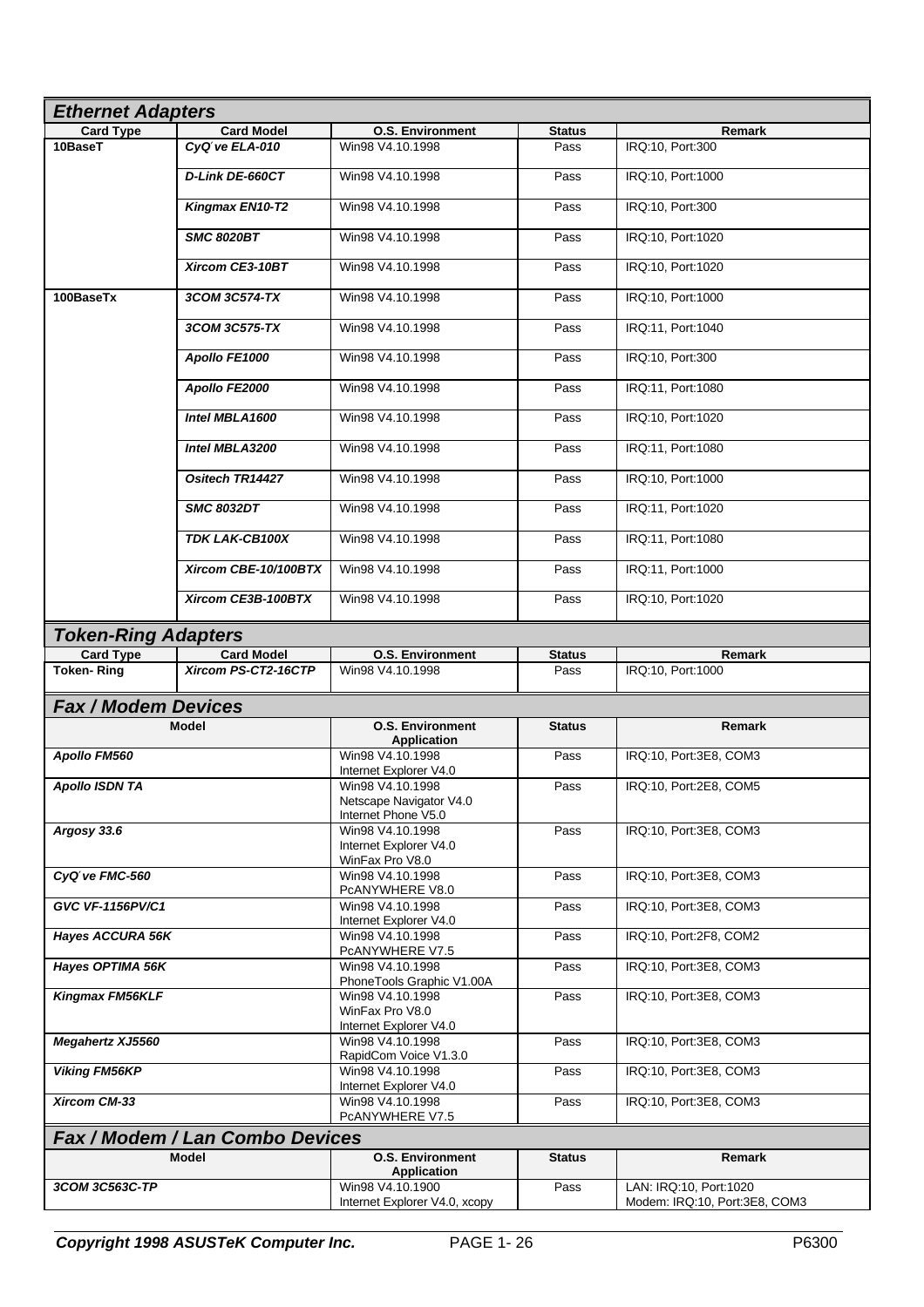## *Ethernet Adapters*

| Card Type | Card Model | O.S. Environment | Status | Remark |
|---|---|---|---|---|
| **10BaseT** | ***CyQ've ELA-010*** | Win98 V4.10.1998 | Pass | IRQ:10, Port:300 |
| | ***D-Link DE-660CT*** | Win98 V4.10.1998 | Pass | IRQ:10, Port:1000 |
| | ***Kingmax EN10-T2*** | Win98 V4.10.1998 | Pass | IRQ:10, Port:300 |
| | ***SMC 8020BT*** | Win98 V4.10.1998 | Pass | IRQ:10, Port:1020 |
| | ***Xircom CE3-10BT*** | Win98 V4.10.1998 | Pass | IRQ:10, Port:1020 |
| **100BaseTx** | ***3COM 3C574-TX*** | Win98 V4.10.1998 | Pass | IRQ:10, Port:1000 |
| | ***3COM 3C575-TX*** | Win98 V4.10.1998 | Pass | IRQ:11, Port:1040 |
| | ***Apollo FE1000*** | Win98 V4.10.1998 | Pass | IRQ:10, Port:300 |
| | ***Apollo FE2000*** | Win98 V4.10.1998 | Pass | IRQ:11, Port:1080 |
| | ***Intel MBLA1600*** | Win98 V4.10.1998 | Pass | IRQ:10, Port:1020 |
| | ***Intel MBLA3200*** | Win98 V4.10.1998 | Pass | IRQ:11, Port:1080 |
| | ***Ositech TR14427*** | Win98 V4.10.1998 | Pass | IRQ:10, Port:1000 |
| | ***SMC 8032DT*** | Win98 V4.10.1998 | Pass | IRQ:11, Port:1020 |
| | ***TDK LAK-CB100X*** | Win98 V4.10.1998 | Pass | IRQ:11, Port:1080 |
| | ***Xircom CBE-10/100BTX*** | Win98 V4.10.1998 | Pass | IRQ:11, Port:1000 |
| | ***Xircom CE3B-100BTX*** | Win98 V4.10.1998 | Pass | IRQ:10, Port:1020 |

## *Token-Ring Adapters*

| Card Type | Card Model | O.S. Environment | Status | Remark |
|---|---|---|---|---|
| **Token- Ring** | ***Xircom PS-CT2-16CTP*** | Win98 V4.10.1998 | Pass | IRQ:10, Port:1000 |

## *Fax / Modem Devices*

| Model | O.S. Environment Application | Status | Remark |
|---|---|---|---|
| ***Apollo FM560*** | Win98 V4.10.1998<br>Internet Explorer V4.0 | Pass | IRQ:10, Port:3E8, COM3 |
| ***Apollo ISDN TA*** | Win98 V4.10.1998<br>Netscape Navigator V4.0<br>Internet Phone V5.0 | Pass | IRQ:10, Port:2E8, COM5 |
| ***Argosy 33.6*** | Win98 V4.10.1998<br>Internet Explorer V4.0<br>WinFax Pro V8.0 | Pass | IRQ:10, Port:3E8, COM3 |
| ***CyQ've FMC-560*** | Win98 V4.10.1998<br>PcANYWHERE V8.0 | Pass | IRQ:10, Port:3E8, COM3 |
| ***GVC VF-1156PV/C1*** | Win98 V4.10.1998<br>Internet Explorer V4.0 | Pass | IRQ:10, Port:3E8, COM3 |
| ***Hayes ACCURA 56K*** | Win98 V4.10.1998<br>PcANYWHERE V7.5 | Pass | IRQ:10, Port:2F8, COM2 |
| ***Hayes OPTIMA 56K*** | Win98 V4.10.1998<br>PhoneTools Graphic V1.00A | Pass | IRQ:10, Port:3E8, COM3 |
| ***Kingmax FM56KLF*** | Win98 V4.10.1998<br>WinFax Pro V8.0<br>Internet Explorer V4.0 | Pass | IRQ:10, Port:3E8, COM3 |
| ***Megahertz XJ5560*** | Win98 V4.10.1998<br>RapidCom Voice V1.3.0 | Pass | IRQ:10, Port:3E8, COM3 |
| ***Viking FM56KP*** | Win98 V4.10.1998<br>Internet Explorer V4.0 | Pass | IRQ:10, Port:3E8, COM3 |
| ***Xircom CM-33*** | Win98 V4.10.1998<br>PcANYWHERE V7.5 | Pass | IRQ:10, Port:3E8, COM3 |

## *Fax / Modem / Lan Combo Devices*

| Model | O.S. Environment Application | Status | Remark |
|---|---|---|---|
| ***3COM 3C563C-TP*** | Win98 V4.10.1900<br>Internet Explorer V4.0, xcopy | Pass | LAN: IRQ:10, Port:1020<br>Modem: IRQ:10, Port:3E8, COM3 |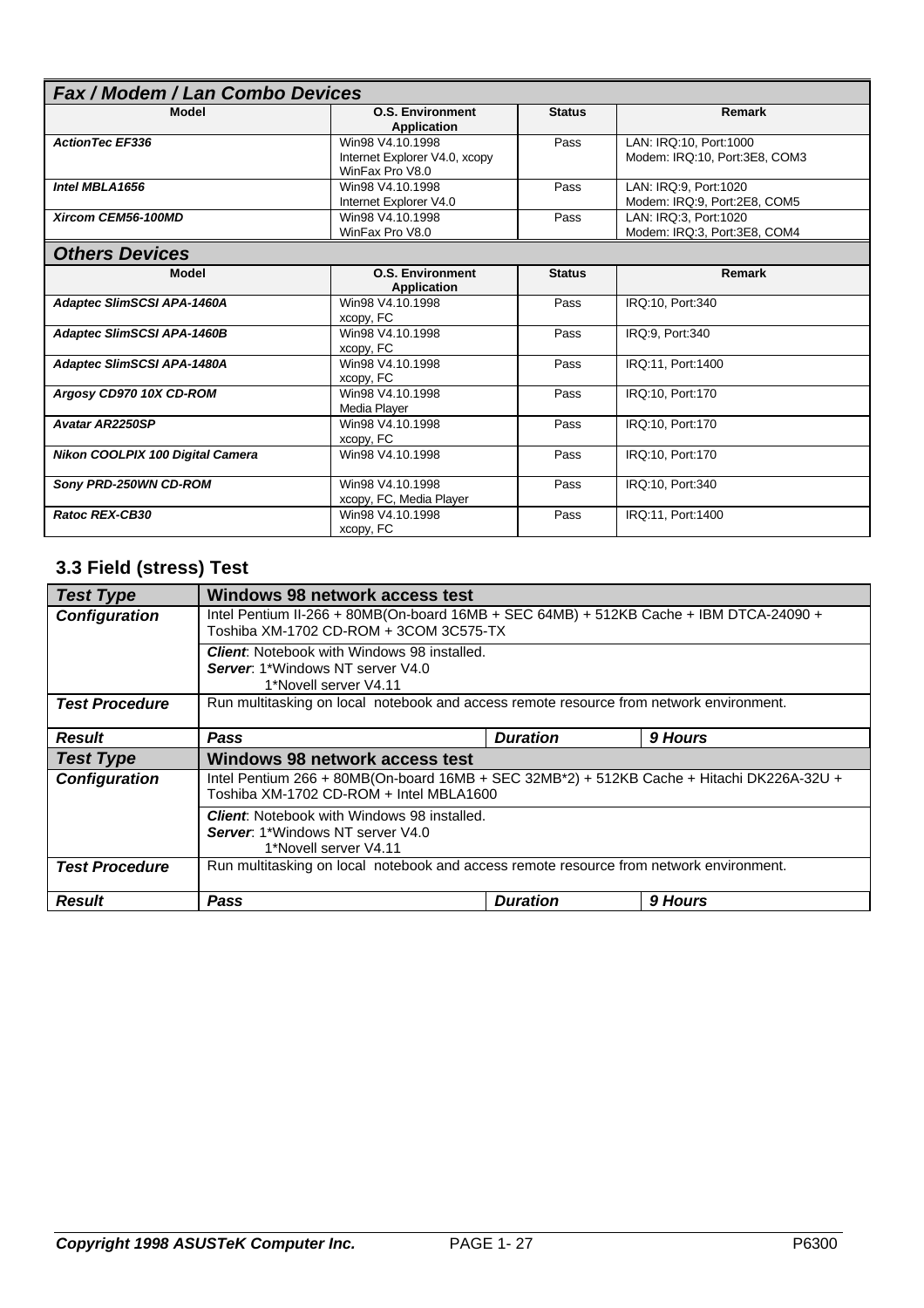| ***Fax / Modem / Lan Combo Devices*** | | | |
|---|---|---|---|
| **Model** | **O.S. Environment Application** | **Status** | **Remark** |
| ***ActionTec EF336*** | Win98 V4.10.1998<br>Internet Explorer V4.0, xcopy<br>WinFax Pro V8.0 | Pass | LAN: IRQ:10, Port:1000<br>Modem: IRQ:10, Port:3E8, COM3 |
| ***Intel MBLA1656*** | Win98 V4.10.1998<br>Internet Explorer V4.0 | Pass | LAN: IRQ:9, Port:1020<br>Modem: IRQ:9, Port:2E8, COM5 |
| ***Xircom CEM56-100MD*** | Win98 V4.10.1998<br>WinFax Pro V8.0 | Pass | LAN: IRQ:3, Port:1020<br>Modem: IRQ:3, Port:3E8, COM4 |

| ***Others Devices*** | | | |
|---|---|---|---|
| **Model** | **O.S. Environment Application** | **Status** | **Remark** |
| ***Adaptec SlimSCSI APA-1460A*** | Win98 V4.10.1998<br>xcopy, FC | Pass | IRQ:10, Port:340 |
| ***Adaptec SlimSCSI APA-1460B*** | Win98 V4.10.1998<br>xcopy, FC | Pass | IRQ:9, Port:340 |
| ***Adaptec SlimSCSI APA-1480A*** | Win98 V4.10.1998<br>xcopy, FC | Pass | IRQ:11, Port:1400 |
| ***Argosy CD970 10X CD-ROM*** | Win98 V4.10.1998<br>Media Player | Pass | IRQ:10, Port:170 |
| ***Avatar AR2250SP*** | Win98 V4.10.1998<br>xcopy, FC | Pass | IRQ:10, Port:170 |
| ***Nikon COOLPIX 100 Digital Camera*** | Win98 V4.10.1998 | Pass | IRQ:10, Port:170 |
| ***Sony PRD-250WN CD-ROM*** | Win98 V4.10.1998<br>xcopy, FC, Media Player | Pass | IRQ:10, Port:340 |
| ***Ratoc REX-CB30*** | Win98 V4.10.1998<br>xcopy, FC | Pass | IRQ:11, Port:1400 |

### 3.3 Field (stress) Test

| ***Test Type*** | **Windows 98 network access test** | | |
|---|---|---|---|
| ***Configuration*** | Intel Pentium II-266 + 80MB(On-board 16MB + SEC 64MB) + 512KB Cache + IBM DTCA-24090 + Toshiba XM-1702 CD-ROM + 3COM 3C575-TX | | |
| | ***Client***: Notebook with Windows 98 installed.<br>***Server***: 1*Windows NT server V4.0<br>1*Novell server V4.11 | | |
| ***Test Procedure*** | Run multitasking on local notebook and access remote resource from network environment. | | |
| ***Result*** | ***Pass*** | ***Duration*** | ***9 Hours*** |
| ***Test Type*** | **Windows 98 network access test** | | |
| ***Configuration*** | Intel Pentium 266 + 80MB(On-board 16MB + SEC 32MB*2) + 512KB Cache + Hitachi DK226A-32U + Toshiba XM-1702 CD-ROM + Intel MBLA1600 | | |
| | ***Client***: Notebook with Windows 98 installed.<br>***Server***: 1*Windows NT server V4.0<br>1*Novell server V4.11 | | |
| ***Test Procedure*** | Run multitasking on local notebook and access remote resource from network environment. | | |
| ***Result*** | ***Pass*** | ***Duration*** | ***9 Hours*** |